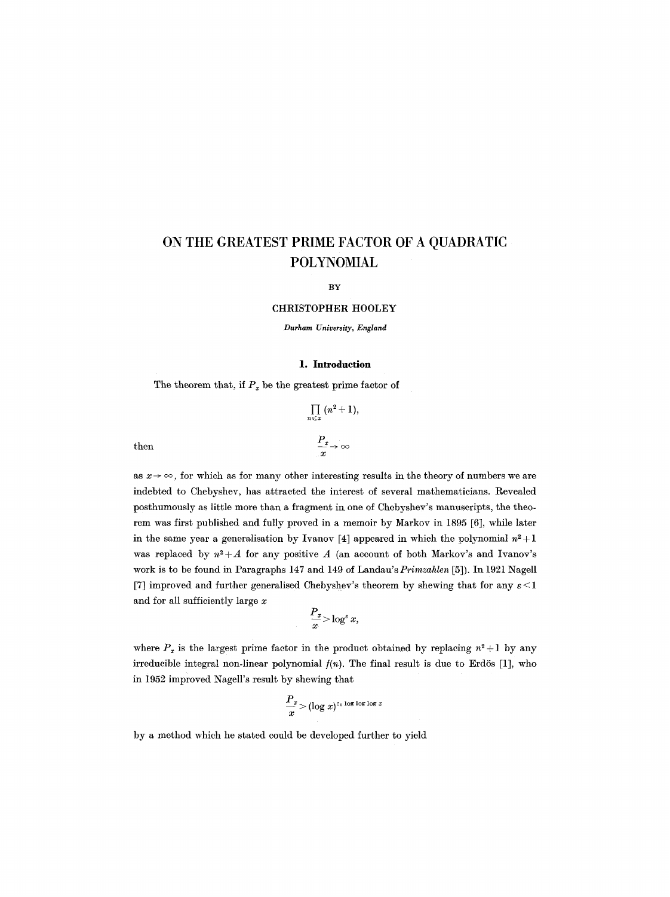# ON THE GREATEST PRIME FACTOR OF A QUADRATIC POLYNOMIAL

BY

CHRISTOPHER HOOLEY

*Durham University, England*

## 1. Introduction

The theorem that, if $P_x$ be the greatest prime factor of

$$\prod_{n \leqslant x} (n^2 + 1),$$

then

$$\frac{P_x}{x} \to \infty$$

as $x \to \infty$, for which as for many other interesting results in the theory of numbers we are indebted to Chebyshev, has attracted the interest of several mathematicians. Revealed posthumously as little more than a fragment in one of Chebyshev's manuscripts, the theorem was first published and fully proved in a memoir by Markov in 1895 [6], while later in the same year a generalisation by Ivanov [4] appeared in which the polynomial $n^2+1$ was replaced by $n^2+A$ for any positive $A$ (an account of both Markov's and Ivanov's work is to be found in Paragraphs 147 and 149 of Landau's *Primzahlen* [5]). In 1921 Nagell [7] improved and further generalised Chebyshev's theorem by shewing that for any $\varepsilon < 1$ and for all sufficiently large $x$

$$\frac{P_x}{x} > \log^{\varepsilon} x,$$

where $P_x$ is the largest prime factor in the product obtained by replacing $n^2+1$ by any irreducible integral non-linear polynomial $f(n)$. The final result is due to Erdös [1], who in 1952 improved Nagell's result by shewing that

$$\frac{P_x}{x} > (\log x)^{c_1 \log \log \log x}$$

by a method which he stated could be developed further to yield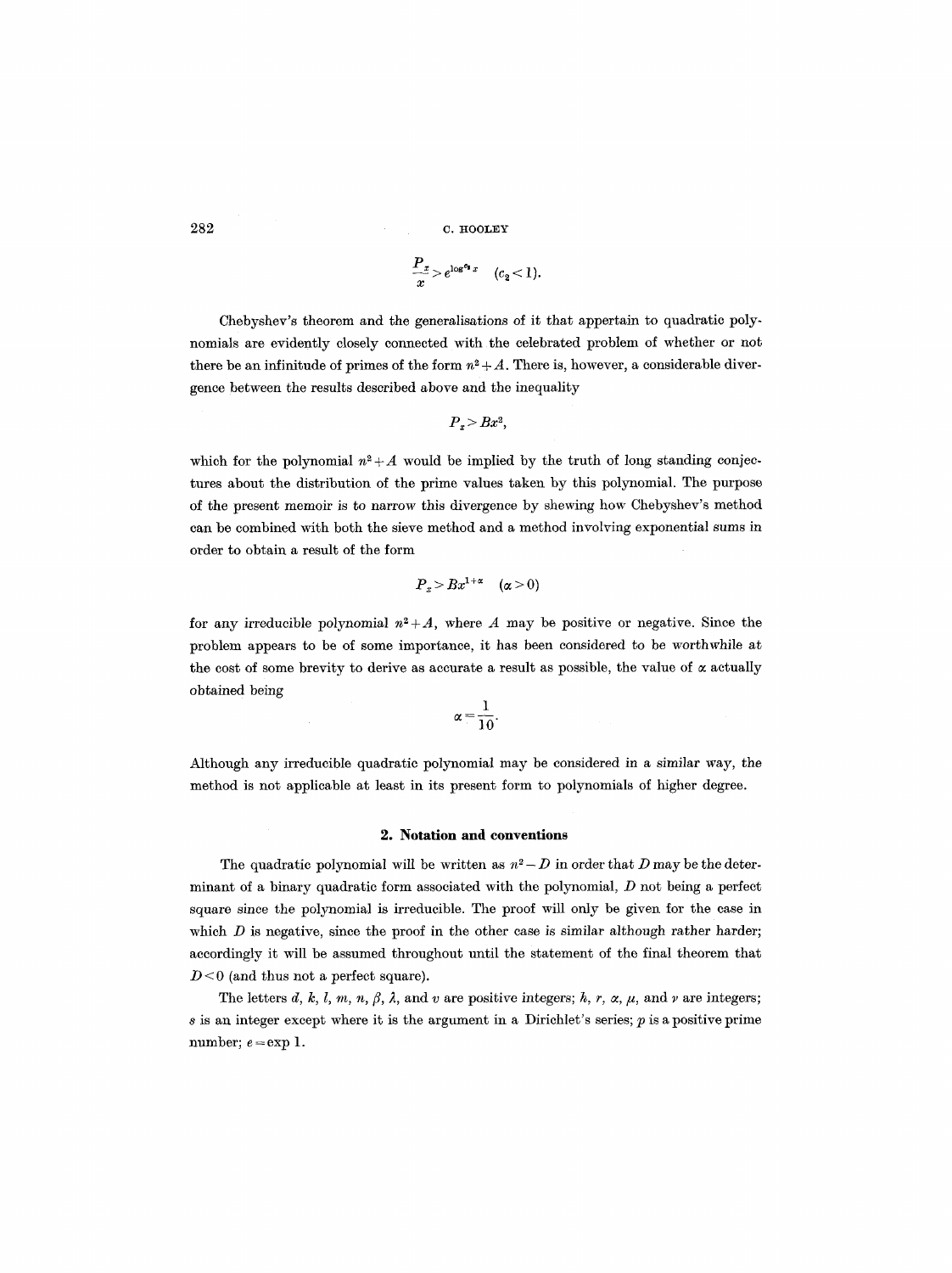$$\frac{P_x}{x} > e^{\log^{c_2} x} \quad (c_2 < 1).$$

Chebyshev's theorem and the generalisations of it that appertain to quadratic polynomials are evidently closely connected with the celebrated problem of whether or not there be an infinitude of primes of the form $n^2 + A$. There is, however, a considerable divergence between the results described above and the inequality

$$P_x > Bx^2,$$

which for the polynomial $n^2 + A$ would be implied by the truth of long standing conjectures about the distribution of the prime values taken by this polynomial. The purpose of the present memoir is to narrow this divergence by shewing how Chebyshev's method can be combined with both the sieve method and a method involving exponential sums in order to obtain a result of the form

$$P_x > Bx^{1+\alpha} \quad (\alpha > 0)$$

for any irreducible polynomial $n^2 + A$, where $A$ may be positive or negative. Since the problem appears to be of some importance, it has been considered to be worthwhile at the cost of some brevity to derive as accurate a result as possible, the value of $\alpha$ actually obtained being

$$\alpha = \frac{1}{10}.$$

Although any irreducible quadratic polynomial may be considered in a similar way, the method is not applicable at least in its present form to polynomials of higher degree.

## 2. Notation and conventions

The quadratic polynomial will be written as $n^2 - D$ in order that $D$ may be the determinant of a binary quadratic form associated with the polynomial, $D$ not being a perfect square since the polynomial is irreducible. The proof will only be given for the case in which $D$ is negative, since the proof in the other case is similar although rather harder; accordingly it will be assumed throughout until the statement of the final theorem that $D < 0$ (and thus not a perfect square).

The letters $d$, $k$, $l$, $m$, $n$, $\beta$, $\lambda$, and $v$ are positive integers; $h$, $r$, $\alpha$, $\mu$, and $\nu$ are integers; $s$ is an integer except where it is the argument in a Dirichlet's series; $p$ is a positive prime number; $e = \exp 1$.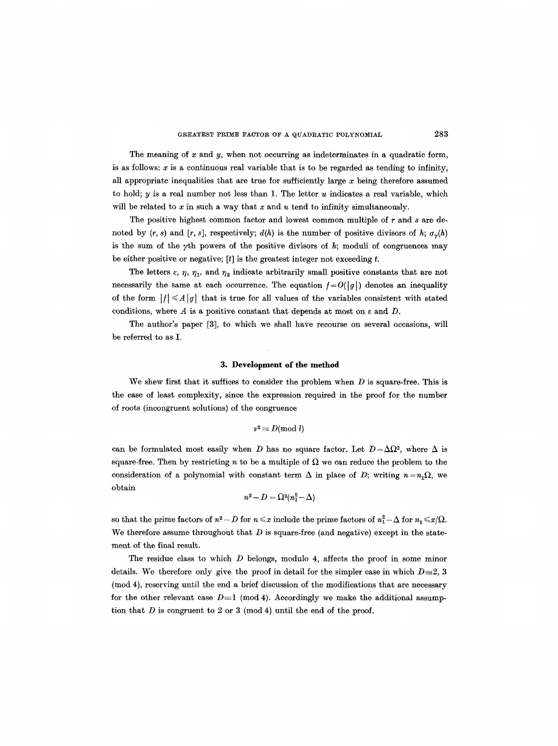The meaning of $x$ and $y$, when not occurring as indeterminates in a quadratic form, is as follows: $x$ is a continuous real variable that is to be regarded as tending to infinity, all appropriate inequalities that are true for sufficiently large $x$ being therefore assumed to hold; $y$ is a real number not less than 1. The letter $u$ indicates a real variable, which will be related to $x$ in such a way that $x$ and $u$ tend to infinity simultaneously.

The positive highest common factor and lowest common multiple of $r$ and $s$ are denoted by $(r, s)$ and $[r, s]$, respectively; $d(h)$ is the number of positive divisors of $h$; $\sigma_\gamma(h)$ is the sum of the $\gamma$th powers of the positive divisors of $h$; moduli of congruences may be either positive or negative; $[t]$ is the greatest integer not exceeding $t$.

The letters $\varepsilon$, $\eta$, $\eta_1$, and $\eta_2$ indicate arbitrarily small positive constants that are not necessarily the same at each occurrence. The equation $f = O(|g|)$ denotes an inequality of the form $|f| \leqslant A|g|$ that is true for all values of the variables consistent with stated conditions, where $A$ is a positive constant that depends at most on $\varepsilon$ and $D$.

The author's paper [3], to which we shall have recourse on several occasions, will be referred to as I.

### 3. Development of the method

We shew first that it suffices to consider the problem when $D$ is square-free. This is the case of least complexity, since the expression required in the proof for the number of roots (incongruent solutions) of the congruence

$$\nu^2 \equiv D (\text{mod } l)$$

can be formulated most easily when $D$ has no square factor. Let $D = \Delta\Omega^2$, where $\Delta$ is square-free. Then by restricting $n$ to be a multiple of $\Omega$ we can reduce the problem to the consideration of a polynomial with constant term $\Delta$ in place of $D$; writing $n = n_1\Omega$, we obtain

$$n^2 - D = \Omega^2(n_1^2 - \Delta)$$

so that the prime factors of $n^2 - D$ for $n \leqslant x$ include the prime factors of $n_1^2 - \Delta$ for $n_1 \leqslant x/\Omega$. We therefore assume throughout that $D$ is square-free (and negative) except in the statement of the final result.

The residue class to which $D$ belongs, modulo 4, affects the proof in some minor details. We therefore only give the proof in detail for the simpler case in which $D \equiv 2$, 3 (mod 4), reserving until the end a brief discussion of the modifications that are necessary for the other relevant case $D \equiv 1$ (mod 4). Accordingly we make the additional assumption that $D$ is congruent to 2 or 3 (mod 4) until the end of the proof.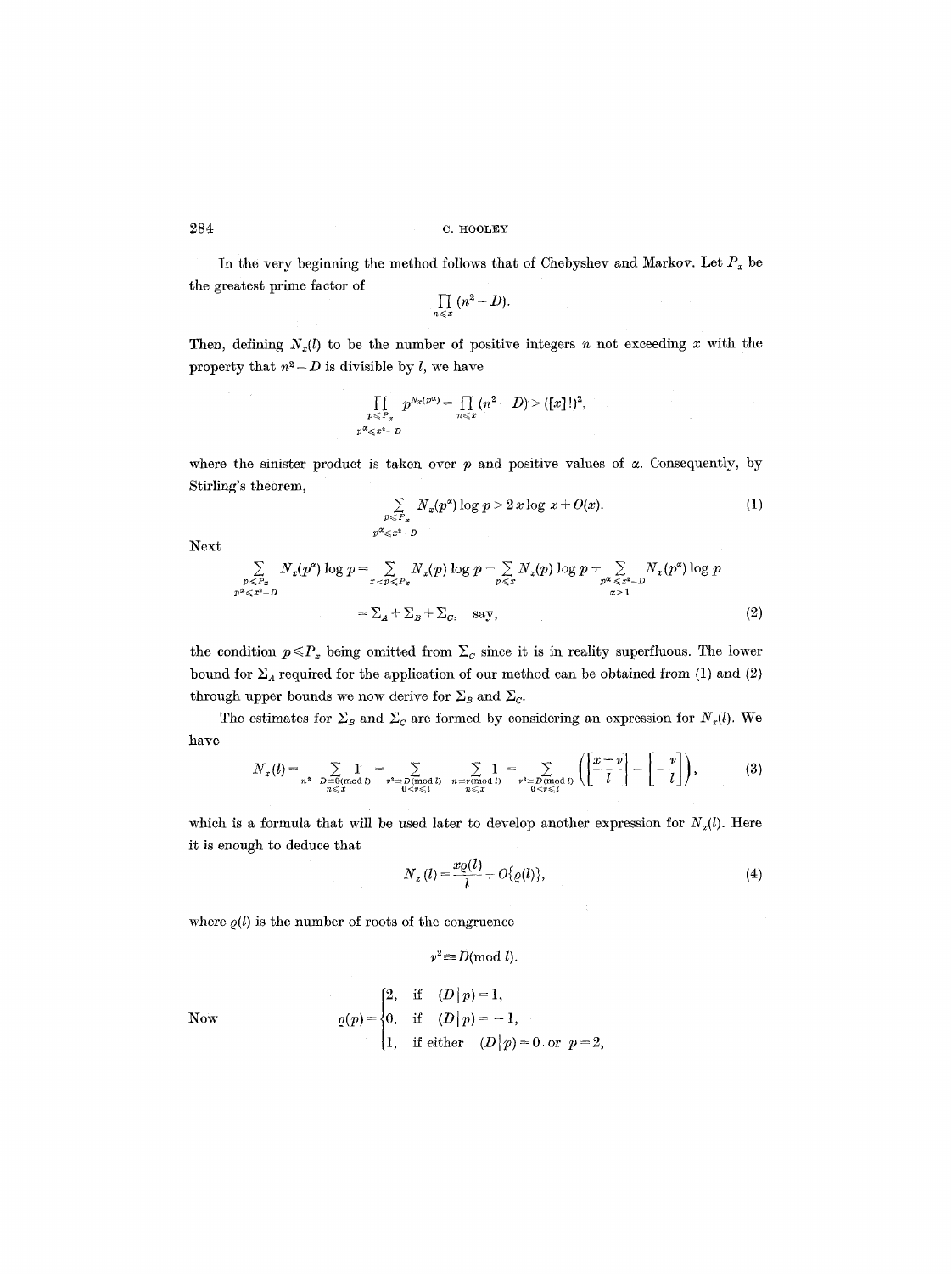In the very beginning the method follows that of Chebyshev and Markov. Let $P_x$ be the greatest prime factor of

$$\prod_{n \leqslant x} (n^2 - D).$$

Then, defining $N_x(l)$ to be the number of positive integers $n$ not exceeding $x$ with the property that $n^2 - D$ is divisible by $l$, we have

$$\prod_{\substack{p \leqslant P_x \\ p^\alpha \leqslant x^2 - D}} p^{N_x(p^\alpha)} = \prod_{n \leqslant x} (n^2 - D) > ([x]!)^2,$$

where the sinister product is taken over $p$ and positive values of $\alpha$. Consequently, by Stirling's theorem,

$$\sum_{\substack{p \leqslant P_x \\ p^\alpha \leqslant x^2 - D}} N_x(p^\alpha) \log p > 2x \log x + O(x). \tag{1}$$

Next

$$\sum_{\substack{p \leqslant P_x \\ p^\alpha \leqslant x^2 - D}} N_x(p^\alpha) \log p = \sum_{x < p \leqslant P_x} N_x(p) \log p + \sum_{p \leqslant x} N_x(p) \log p + \sum_{\substack{p^\alpha \leqslant x^2 - D \\ \alpha > 1}} N_x(p^\alpha) \log p$$

$$= \Sigma_A + \Sigma_B + \Sigma_C, \quad \text{say}, \tag{2}$$

the condition $p \leqslant P_x$ being omitted from $\Sigma_C$ since it is in reality superfluous. The lower bound for $\Sigma_A$ required for the application of our method can be obtained from (1) and (2) through upper bounds we now derive for $\Sigma_B$ and $\Sigma_C$.

The estimates for $\Sigma_B$ and $\Sigma_C$ are formed by considering an expression for $N_x(l)$. We have

$$N_x(l) = \sum_{\substack{n^2 - D \equiv 0 (\text{mod } l) \\ n \leqslant x}} 1 = \sum_{\substack{\nu^2 \equiv D (\text{mod } l) \\ 0 < \nu \leqslant l}} \sum_{\substack{n \equiv \nu (\text{mod } l) \\ n \leqslant x}} 1 = \sum_{\substack{\nu^2 \equiv D (\text{mod } l) \\ 0 < \nu \leqslant l}} \left( \left[ \frac{x - \nu}{l} \right] - \left[ -\frac{\nu}{l} \right] \right), \tag{3}$$

which is a formula that will be used later to develop another expression for $N_x(l)$. Here it is enough to deduce that

$$N_x(l) = \frac{x \varrho(l)}{l} + O\{\varrho(l)\}, \tag{4}$$

where $\varrho(l)$ is the number of roots of the congruence

$$\nu^2 \equiv D (\text{mod } l).$$

Now

$$\varrho(p) = \begin{cases} 2, & \text{if} \quad (D \mid p) = 1, \\ 0, & \text{if} \quad (D \mid p) = -1, \\ 1, & \text{if either} \quad (D \mid p) = 0 \text{ or } p = 2, \end{cases}$$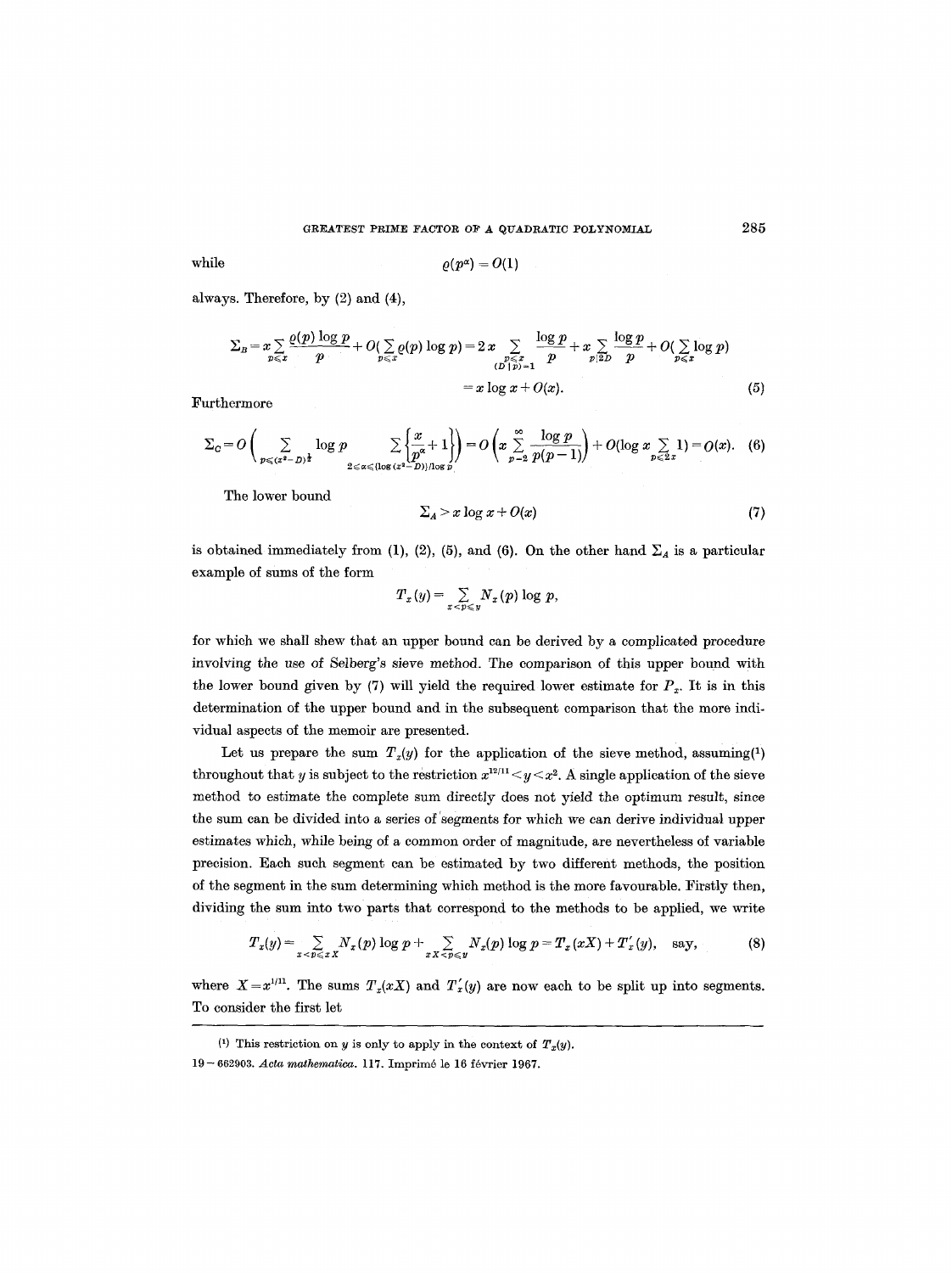while

$$\varrho(p^{\alpha}) = O(1)$$

always. Therefore, by (2) and (4),

$$\Sigma_B = x \sum_{p \leqslant x} \frac{\varrho(p) \log p}{p} + O\Big(\sum_{p \leqslant x} \varrho(p) \log p\Big) = 2x \sum_{\substack{p \leqslant x \\ (D \mid p) = 1}} \frac{\log p}{p} + x \sum_{p \mid 2D} \frac{\log p}{p} + O\Big(\sum_{p \leqslant x} \log p\Big)$$

$$= x \log x + O(x). \tag{5}$$

Furthermore

$$\Sigma_C = O\left( \sum_{p \leqslant (x^2 - D)^{\frac{1}{2}}} \log p \sum_{2 \leqslant \alpha \leqslant \{\log (x^2 - D)\}/\log p} \left\{ \frac{x}{p^{\alpha}} + 1 \right\} \right) = O\left( x \sum_{p=2}^{\infty} \frac{\log p}{p(p-1)} \right) + O\Big(\log x \sum_{p \leqslant 2x} 1\Big) = O(x). \tag{6}$$

The lower bound

$$\Sigma_A > x \log x + O(x) \tag{7}$$

is obtained immediately from (1), (2), (5), and (6). On the other hand $\Sigma_A$ is a particular example of sums of the form

$$T_x(y) = \sum_{x < p \leqslant y} N_x(p) \log p,$$

for which we shall shew that an upper bound can be derived by a complicated procedure involving the use of Selberg's sieve method. The comparison of this upper bound with the lower bound given by (7) will yield the required lower estimate for $P_x$. It is in this determination of the upper bound and in the subsequent comparison that the more individual aspects of the memoir are presented.

Let us prepare the sum $T_x(y)$ for the application of the sieve method, assuming(1) throughout that $y$ is subject to the restriction $x^{12/11} < y < x^2$. A single application of the sieve method to estimate the complete sum directly does not yield the optimum result, since the sum can be divided into a series of segments for which we can derive individual upper estimates which, while being of a common order of magnitude, are nevertheless of variable precision. Each such segment can be estimated by two different methods, the position of the segment in the sum determining which method is the more favourable. Firstly then, dividing the sum into two parts that correspond to the methods to be applied, we write

$$T_x(y) = \sum_{x < p \leqslant xX} N_x(p) \log p + \sum_{xX < p \leqslant y} N_x(p) \log p = T_x(xX) + T'_x(y), \quad \text{say}, \tag{8}$$

where $X = x^{1/11}$. The sums $T_x(xX)$ and $T'_x(y)$ are now each to be split up into segments. To consider the first let

(1) This restriction on $y$ is only to apply in the context of $T_x(y)$.

19 – 662903. *Acta mathematica*. 117. Imprimé le 16 février 1967.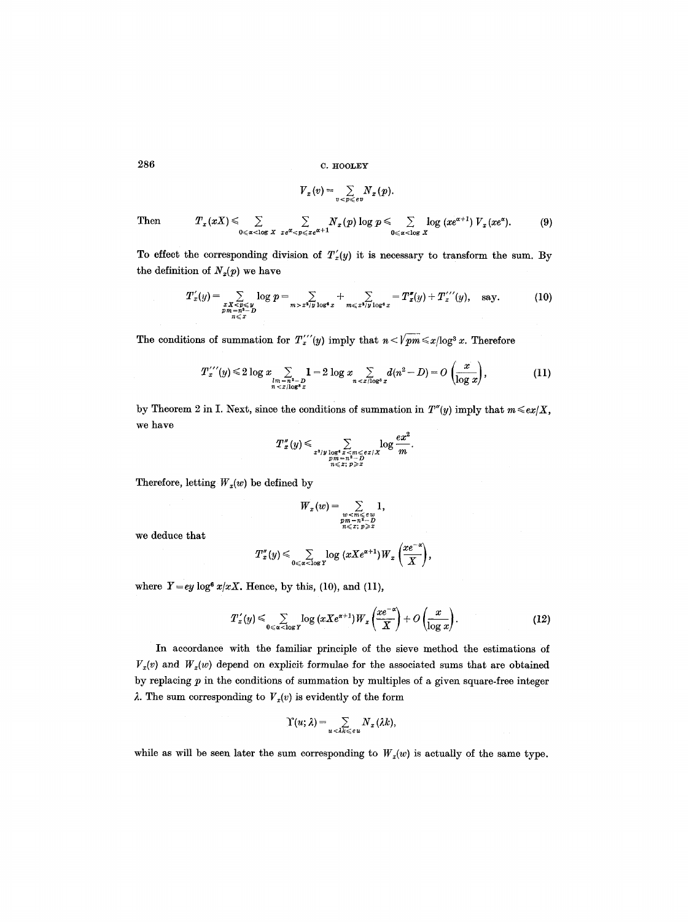$$V_x(v) = \sum_{v<p\leqslant ev} N_x(p).$$

Then
$$T_x(xX) \leqslant \sum_{0\leqslant \alpha<\log X} \sum_{xe^\alpha<p\leqslant xe^{\alpha+1}} N_x(p)\log p \leqslant \sum_{0\leqslant\alpha<\log X} \log(xe^{\alpha+1})\, V_x(xe^\alpha). \tag{9}$$

To effect the corresponding division of $T'_x(y)$ it is necessary to transform the sum. By the definition of $N_x(p)$ we have

$$T'_x(y) = \sum_{\substack{xX<p\leqslant y\\ pm=n^2-D\\ n\leqslant x}} \log p = \sum_{m>x^2/y\log^6 x} + \sum_{m\leqslant x^2/y\log^6 x} = T''_x(y) + T'''_x(y), \quad \text{say.} \tag{10}$$

The conditions of summation for $T'''_x(y)$ imply that $n<\sqrt{pm}\leqslant x/\log^3 x$. Therefore

$$T'''_x(y) \leqslant 2\log x \sum_{\substack{lm=n^2-D\\ n<x/\log^3 x}} 1 = 2\log x \sum_{n<x/\log^3 x} d(n^2-D) = O\left(\frac{x}{\log x}\right), \tag{11}$$

by Theorem 2 in I. Next, since the conditions of summation in $T''(y)$ imply that $m\leqslant ex/X$, we have

$$T''_x(y) \leqslant \sum_{\substack{x^2/y\log^6 x<m\leqslant ex/X\\ pm=n^2-D\\ n\leqslant x;\, p\geqslant x}} \log\frac{ex^2}{m}.$$

Therefore, letting $W_x(w)$ be defined by

$$W_x(w) = \sum_{\substack{w<m\leqslant ew\\ pm=n^2-D\\ n\leqslant x;\, p\geqslant x}} 1,$$

we deduce that

$$T''_x(y) \leqslant \sum_{0\leqslant\alpha<\log Y} \log(xXe^{\alpha+1})\, W_x\left(\frac{xe^{-\alpha}}{X}\right),$$

where $Y=ey\log^6 x/xX$. Hence, by this, (10), and (11),

$$T'_x(y) \leqslant \sum_{0\leqslant\alpha<\log Y} \log(xXe^{\alpha+1})\, W_x\left(\frac{xe^{-\alpha}}{X}\right) + O\left(\frac{x}{\log x}\right). \tag{12}$$

In accordance with the familiar principle of the sieve method the estimations of $V_x(v)$ and $W_x(w)$ depend on explicit formulae for the associated sums that are obtained by replacing $p$ in the conditions of summation by multiples of a given square-free integer $\lambda$. The sum corresponding to $V_x(v)$ is evidently of the form

$$\Upsilon(u;\lambda) = \sum_{u<\lambda k\leqslant eu} N_x(\lambda k),$$

while as will be seen later the sum corresponding to $W_x(w)$ is actually of the same type.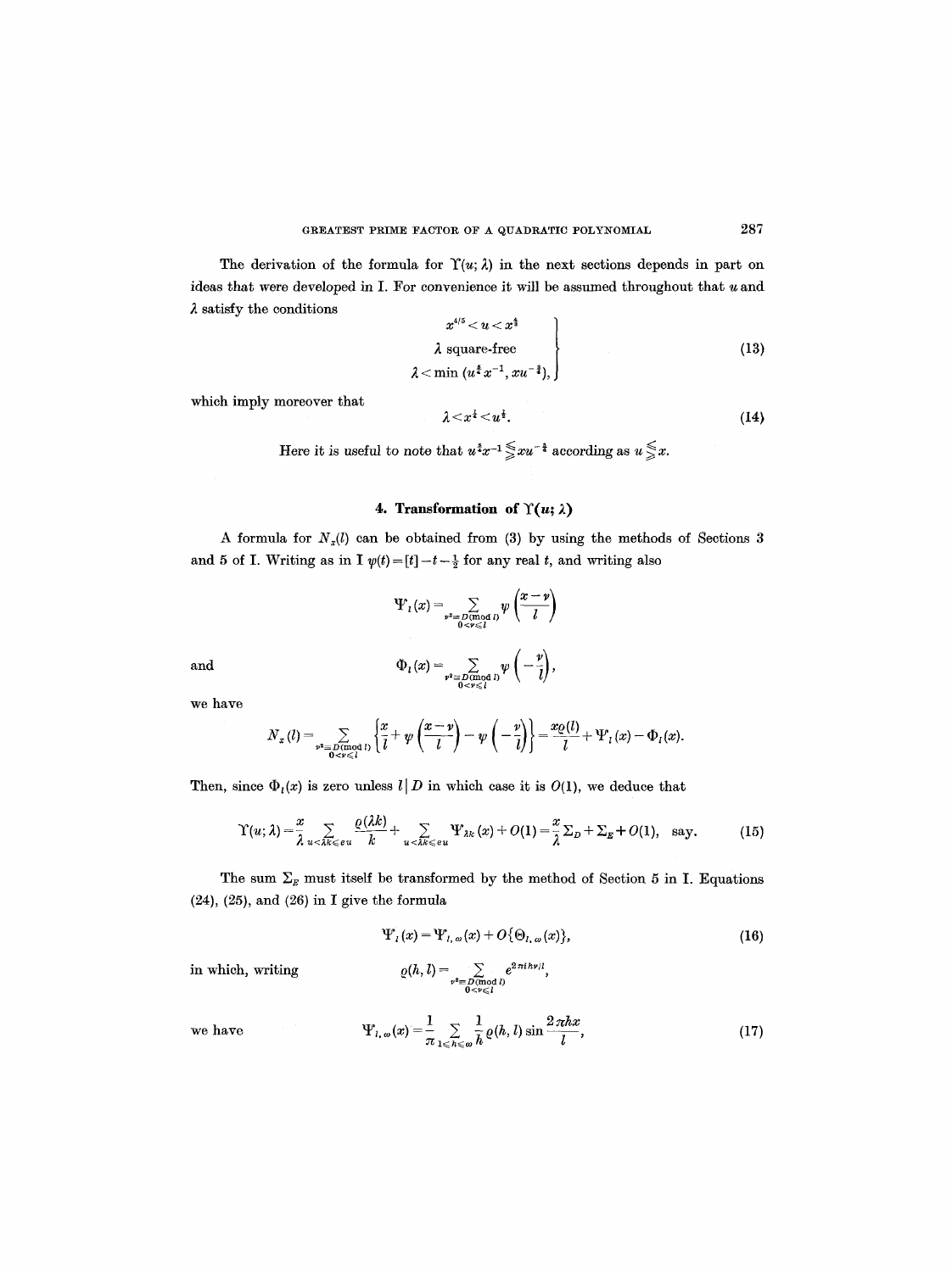The derivation of the formula for $\Upsilon(u;\lambda)$ in the next sections depends in part on ideas that were developed in I. For convenience it will be assumed throughout that $u$ and $\lambda$ satisfy the conditions

$$\left.\begin{array}{c} x^{4/5} < u < x^{\frac{4}{3}} \\ \lambda \text{ square-free} \\ \lambda < \min(u^{\frac{3}{2}}x^{-1}, xu^{-\frac{3}{4}}), \end{array}\right\} \tag{13}$$

which imply moreover that

$$\lambda < x^{\frac{1}{2}} < u^{\frac{5}{8}}. \tag{14}$$

Here it is useful to note that $u^{\frac{3}{2}}x^{-1} \lesseqgtr xu^{-\frac{3}{4}}$ according as $u \lesseqgtr x$.

## 4. Transformation of $\Upsilon(u;\lambda)$

A formula for $N_x(l)$ can be obtained from (3) by using the methods of Sections 3 and 5 of I. Writing as in I $\psi(t) = [t] - t - \frac{1}{2}$ for any real $t$, and writing also

$$\Psi_l(x) = \sum_{\substack{\nu^2 \equiv D \pmod{l} \\ 0<\nu\leqslant l}} \psi\left(\frac{x-\nu}{l}\right)$$

and

$$\Phi_l(x) = \sum_{\substack{\nu^2 \equiv D \pmod{l} \\ 0<\nu\leqslant l}} \psi\left(-\frac{\nu}{l}\right),$$

we have

$$N_x(l) = \sum_{\substack{\nu^2 \equiv D \pmod{l} \\ 0<\nu\leqslant l}} \left\{\frac{x}{l} + \psi\left(\frac{x-\nu}{l}\right) - \psi\left(-\frac{\nu}{l}\right)\right\} = \frac{x\varrho(l)}{l} + \Psi_l(x) - \Phi_l(x).$$

Then, since $\Phi_l(x)$ is zero unless $l \mid D$ in which case it is $O(1)$, we deduce that

$$\Upsilon(u;\lambda) = \frac{x}{\lambda}\sum_{u<\lambda k\leqslant eu} \frac{\varrho(\lambda k)}{k} + \sum_{u<\lambda k\leqslant eu} \Psi_{\lambda k}(x) + O(1) = \frac{x}{\lambda}\Sigma_D + \Sigma_E + O(1), \quad \text{say}. \tag{15}$$

The sum $\Sigma_E$ must itself be transformed by the method of Section 5 in I. Equations (24), (25), and (26) in I give the formula

$$\Psi_l(x) = \Psi_{l,\omega}(x) + O\{\Theta_{l,\omega}(x)\}, \tag{16}$$

in which, writing

$$\varrho(h,l) = \sum_{\substack{\nu^2 \equiv D \pmod{l} \\ 0<\nu\leqslant l}} e^{2\pi i h\nu/l},$$

we have

$$\Psi_{l,\omega}(x) = \frac{1}{\pi}\sum_{1\leqslant h\leqslant\omega} \frac{1}{h}\varrho(h,l)\sin\frac{2\pi hx}{l}, \tag{17}$$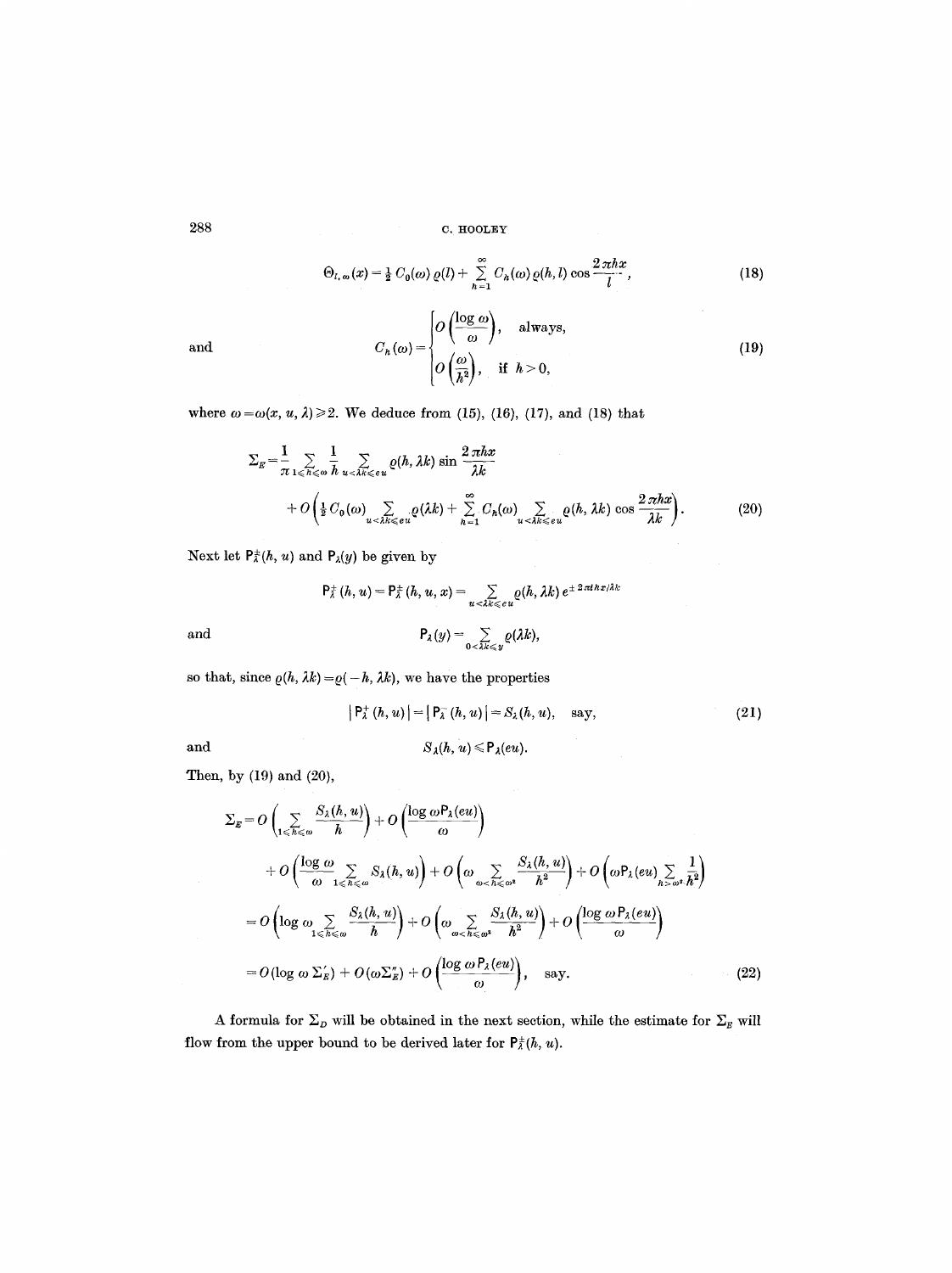$$\Theta_{l,\omega}(x) = \tfrac{1}{2}\, C_0(\omega)\, \varrho(l) + \sum_{h=1}^{\infty} C_h(\omega)\, \varrho(h, l) \cos \frac{2\pi h x}{l}, \tag{18}$$

and

$$C_h(\omega) = \begin{cases} O\left(\dfrac{\log \omega}{\omega}\right), & \text{always,} \\ O\left(\dfrac{\omega}{h^2}\right), & \text{if } h > 0, \end{cases} \tag{19}$$

where $\omega = \omega(x, u, \lambda) \geqslant 2$. We deduce from (15), (16), (17), and (18) that

$$\Sigma_E = \frac{1}{\pi} \sum_{1 \leqslant h \leqslant \omega} \frac{1}{h} \sum_{u < \lambda k \leqslant eu} \varrho(h, \lambda k) \sin \frac{2\pi h x}{\lambda k}$$
$$+ O\left( \tfrac{1}{2} C_0(\omega) \sum_{u < \lambda k \leqslant eu} \varrho(\lambda k) + \sum_{h=1}^{\infty} C_h(\omega) \sum_{u < \lambda k \leqslant eu} \varrho(h, \lambda k) \cos \frac{2\pi h x}{\lambda k} \right). \tag{20}$$

Next let $\mathsf{P}_\lambda^{\pm}(h, u)$ and $\mathsf{P}_\lambda(y)$ be given by

$$\mathsf{P}_\lambda^{\pm}(h, u) = \mathsf{P}_\lambda^{\pm}(h, u, x) = \sum_{u < \lambda k \leqslant eu} \varrho(h, \lambda k)\, e^{\pm 2\pi i h x / \lambda k}$$

and

$$\mathsf{P}_\lambda(y) = \sum_{0 < \lambda k \leqslant y} \varrho(\lambda k),$$

so that, since $\varrho(h, \lambda k) = \varrho(-h, \lambda k)$, we have the properties

$$|\mathsf{P}_\lambda^{+}(h, u)| = |\mathsf{P}_\lambda^{-}(h, u)| = S_\lambda(h, u), \quad \text{say,} \tag{21}$$

and

$$S_\lambda(h, u) \leqslant \mathsf{P}_\lambda(eu).$$

Then, by (19) and (20),

$$\Sigma_E = O\left( \sum_{1 \leqslant h \leqslant \omega} \frac{S_\lambda(h, u)}{h} \right) + O\left( \frac{\log \omega \mathsf{P}_\lambda(eu)}{\omega} \right)$$
$$+ O\left( \frac{\log \omega}{\omega} \sum_{1 \leqslant h \leqslant \omega} S_\lambda(h, u) \right) + O\left( \omega \sum_{\omega < h \leqslant \omega^2} \frac{S_\lambda(h, u)}{h^2} \right) + O\left( \omega \mathsf{P}_\lambda(eu) \sum_{h > \omega^2} \frac{1}{h^2} \right)$$
$$= O\left( \log \omega \sum_{1 \leqslant h \leqslant \omega} \frac{S_\lambda(h, u)}{h} \right) + O\left( \omega \sum_{\omega < h \leqslant \omega^2} \frac{S_\lambda(h, u)}{h^2} \right) + O\left( \frac{\log \omega \mathsf{P}_\lambda(eu)}{\omega} \right)$$
$$= O(\log \omega\, \Sigma_E') + O(\omega \Sigma_E'') + O\left( \frac{\log \omega \mathsf{P}_\lambda(eu)}{\omega} \right), \quad \text{say.} \tag{22}$$

A formula for $\Sigma_D$ will be obtained in the next section, while the estimate for $\Sigma_E$ will flow from the upper bound to be derived later for $\mathsf{P}_\lambda^{\pm}(h, u)$.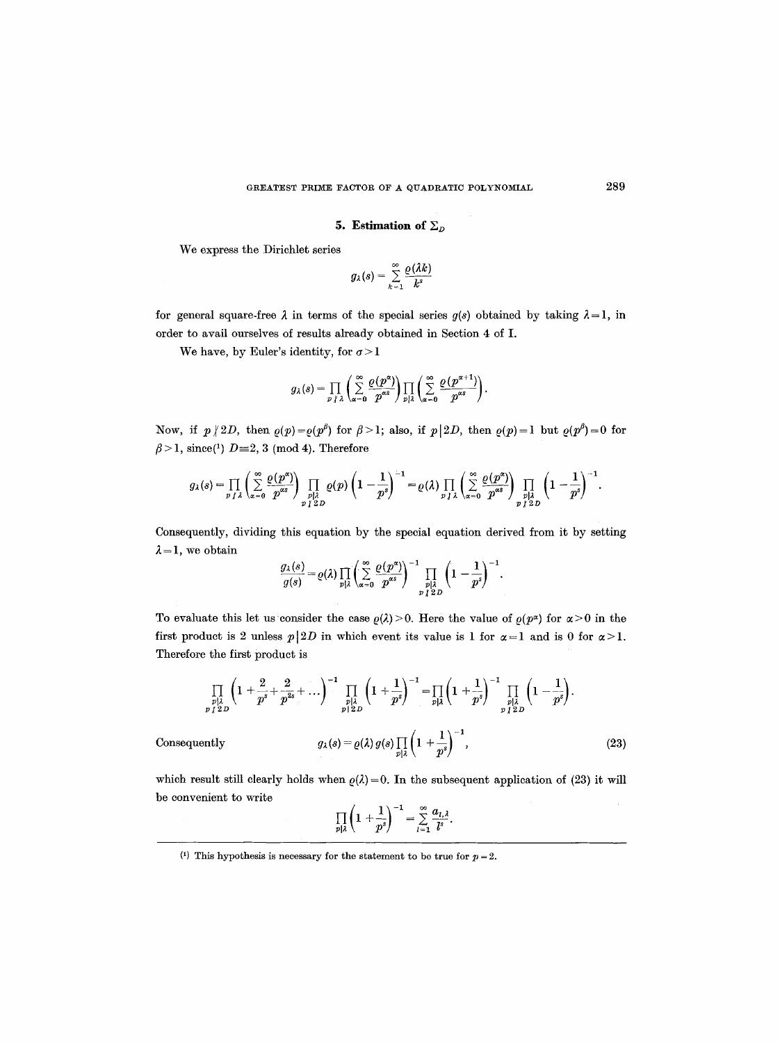## 5. Estimation of $\Sigma_D$

We express the Dirichlet series

$$g_\lambda(s) = \sum_{k=1}^{\infty} \frac{\varrho(\lambda k)}{k^s}$$

for general square-free $\lambda$ in terms of the special series $g(s)$ obtained by taking $\lambda = 1$, in order to avail ourselves of results already obtained in Section 4 of I.

We have, by Euler's identity, for $\sigma > 1$

$$g_\lambda(s) = \prod_{p \nmid \lambda} \left( \sum_{\alpha=0}^{\infty} \frac{\varrho(p^\alpha)}{p^{\alpha s}} \right) \prod_{p \mid \lambda} \left( \sum_{\alpha=0}^{\infty} \frac{\varrho(p^{\alpha+1})}{p^{\alpha s}} \right).$$

Now, if $p \nmid 2D$, then $\varrho(p) = \varrho(p^\beta)$ for $\beta > 1$; also, if $p \mid 2D$, then $\varrho(p) = 1$ but $\varrho(p^\beta) = 0$ for $\beta > 1$, since[1] $D \equiv 2, 3 \pmod 4$. Therefore

$$g_\lambda(s) = \prod_{p \nmid \lambda} \left( \sum_{\alpha=0}^{\infty} \frac{\varrho(p^\alpha)}{p^{\alpha s}} \right) \prod_{\substack{p \mid \lambda \\ p \nmid 2D}} \varrho(p) \left(1 - \frac{1}{p^s}\right)^{-1} = \varrho(\lambda) \prod_{p \nmid \lambda} \left( \sum_{\alpha=0}^{\infty} \frac{\varrho(p^\alpha)}{p^{\alpha s}} \right) \prod_{\substack{p \mid \lambda \\ p \nmid 2D}} \left(1 - \frac{1}{p^s}\right)^{-1}.$$

Consequently, dividing this equation by the special equation derived from it by setting $\lambda = 1$, we obtain

$$\frac{g_\lambda(s)}{g(s)} = \varrho(\lambda) \prod_{p \mid \lambda} \left( \sum_{\alpha=0}^{\infty} \frac{\varrho(p^\alpha)}{p^{\alpha s}} \right)^{-1} \prod_{\substack{p \mid \lambda \\ p \nmid 2D}} \left(1 - \frac{1}{p^s}\right)^{-1}.$$

To evaluate this let us consider the case $\varrho(\lambda) > 0$. Here the value of $\varrho(p^\alpha)$ for $\alpha > 0$ in the first product is 2 unless $p \mid 2D$ in which event its value is 1 for $\alpha = 1$ and is 0 for $\alpha > 1$. Therefore the first product is

$$\prod_{\substack{p \mid \lambda \\ p \nmid 2D}} \left(1 + \frac{2}{p^s} + \frac{2}{p^{2s}} + \dots\right)^{-1} \prod_{\substack{p \mid \lambda \\ p \mid 2D}} \left(1 + \frac{1}{p^s}\right)^{-1} = \prod_{p \mid \lambda} \left(1 + \frac{1}{p^s}\right)^{-1} \prod_{\substack{p \mid \lambda \\ p \nmid 2D}} \left(1 - \frac{1}{p^s}\right).$$

Consequently

$$g_\lambda(s) = \varrho(\lambda)\, g(s) \prod_{p \mid \lambda} \left(1 + \frac{1}{p^s}\right)^{-1}, \tag{23}$$

which result still clearly holds when $\varrho(\lambda) = 0$. In the subsequent application of (23) it will be convenient to write

$$\prod_{p \mid \lambda} \left(1 + \frac{1}{p^s}\right)^{-1} = \sum_{l=1}^{\infty} \frac{a_{l,\lambda}}{l^s}.$$

---

[1] This hypothesis is necessary for the statement to be true for $p = 2$.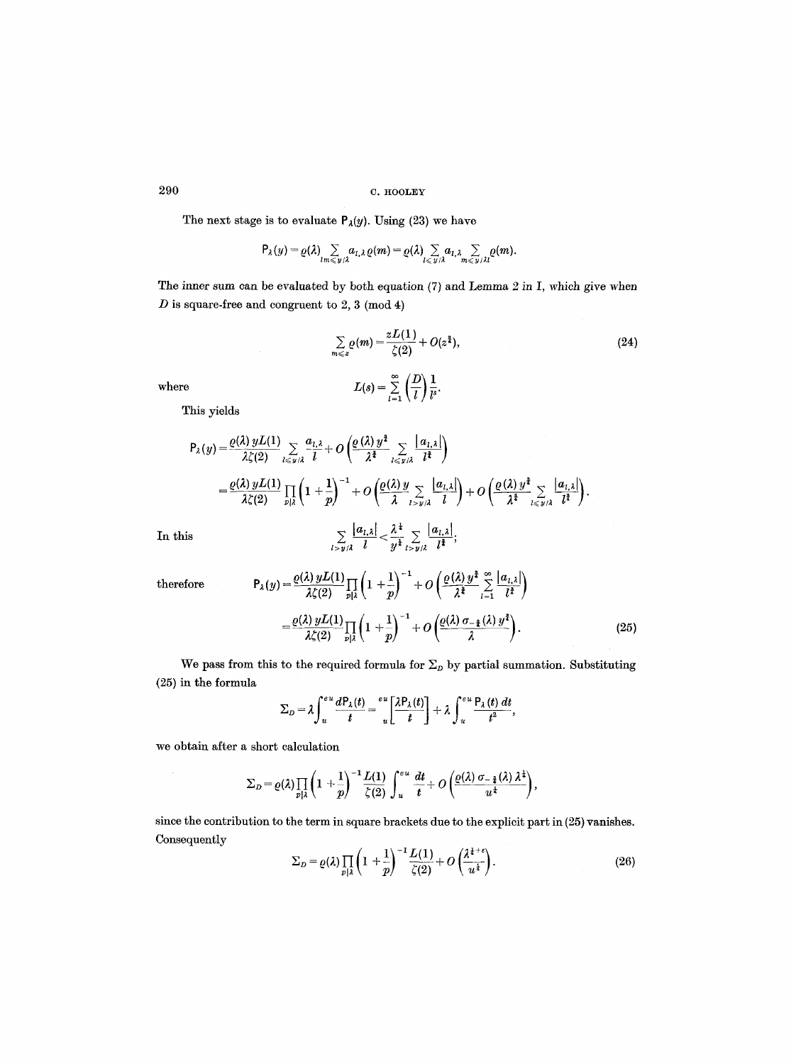The next stage is to evaluate $\mathsf{P}_\lambda(y)$. Using (23) we have

$$\mathsf{P}_\lambda(y) = \varrho(\lambda) \sum_{lm \leqslant y/\lambda} a_{l,\lambda}\, \varrho(m) = \varrho(\lambda) \sum_{l \leqslant y/\lambda} a_{l,\lambda} \sum_{m \leqslant y/\lambda l} \varrho(m).$$

The inner sum can be evaluated by both equation (7) and Lemma 2 in I, which give when $D$ is square-free and congruent to 2, 3 (mod 4)

$$\sum_{m \leqslant z} \varrho(m) = \frac{zL(1)}{\zeta(2)} + O(z^{\frac{2}{3}}), \tag{24}$$

where

$$L(s) = \sum_{l=1}^{\infty} \left(\frac{D}{l}\right) \frac{1}{l^s}.$$

This yields

$$\begin{aligned}
\mathsf{P}_\lambda(y) &= \frac{\varrho(\lambda)\, yL(1)}{\lambda \zeta(2)} \sum_{l \leqslant y/\lambda} \frac{a_{l,\lambda}}{l} + O\left(\frac{\varrho(\lambda)\, y^{\frac{2}{3}}}{\lambda^{\frac{2}{3}}} \sum_{l \leqslant y/\lambda} \frac{|a_{l,\lambda}|}{l^{\frac{2}{3}}}\right) \\
&= \frac{\varrho(\lambda)\, yL(1)}{\lambda \zeta(2)} \prod_{p|\lambda} \left(1 + \frac{1}{p}\right)^{-1} + O\left(\frac{\varrho(\lambda)\, y}{\lambda} \sum_{l > y/\lambda} \frac{|a_{l,\lambda}|}{l}\right) + O\left(\frac{\varrho(\lambda)\, y^{\frac{2}{3}}}{\lambda^{\frac{2}{3}}} \sum_{l \leqslant y/\lambda} \frac{|a_{l,\lambda}|}{l^{\frac{2}{3}}}\right).
\end{aligned}$$

In this

$$\sum_{l > y/\lambda} \frac{|a_{l,\lambda}|}{l} < \frac{\lambda^{\frac{1}{3}}}{y^{\frac{1}{3}}} \sum_{l > y/\lambda} \frac{|a_{l,\lambda}|}{l^{\frac{2}{3}}};$$

therefore

$$\begin{aligned}
\mathsf{P}_\lambda(y) &= \frac{\varrho(\lambda)\, yL(1)}{\lambda \zeta(2)} \prod_{p|\lambda} \left(1 + \frac{1}{p}\right)^{-1} + O\left(\frac{\varrho(\lambda)\, y^{\frac{2}{3}}}{\lambda^{\frac{2}{3}}} \sum_{l=1}^{\infty} \frac{|a_{l,\lambda}|}{l^{\frac{2}{3}}}\right) \\
&= \frac{\varrho(\lambda)\, yL(1)}{\lambda \zeta(2)} \prod_{p|\lambda} \left(1 + \frac{1}{p}\right)^{-1} + O\left(\frac{\varrho(\lambda)\, \sigma_{-\frac{1}{3}}(\lambda)\, y^{\frac{2}{3}}}{\lambda}\right).
\end{aligned} \tag{25}$$

We pass from this to the required formula for $\Sigma_D$ by partial summation. Substituting (25) in the formula

$$\Sigma_D = \lambda \int_u^{eu} \frac{d\mathsf{P}_\lambda(t)}{t} = {}_u^{eu}\left[\frac{\lambda \mathsf{P}_\lambda(t)}{t}\right] + \lambda \int_u^{eu} \frac{\mathsf{P}_\lambda(t)\, dt}{t^2},$$

we obtain after a short calculation

$$\Sigma_D = \varrho(\lambda) \prod_{p|\lambda} \left(1 + \frac{1}{p}\right)^{-1} \frac{L(1)}{\zeta(2)} \int_u^{eu} \frac{dt}{t} + O\left(\frac{\varrho(\lambda)\, \sigma_{-\frac{1}{3}}(\lambda)\, \lambda^{\frac{1}{3}}}{u^{\frac{1}{3}}}\right),$$

since the contribution to the term in square brackets due to the explicit part in (25) vanishes. Consequently

$$\Sigma_D = \varrho(\lambda) \prod_{p|\lambda} \left(1 + \frac{1}{p}\right)^{-1} \frac{L(1)}{\zeta(2)} + O\left(\frac{\lambda^{\frac{1}{3}+\epsilon}}{u^{\frac{1}{3}}}\right). \tag{26}$$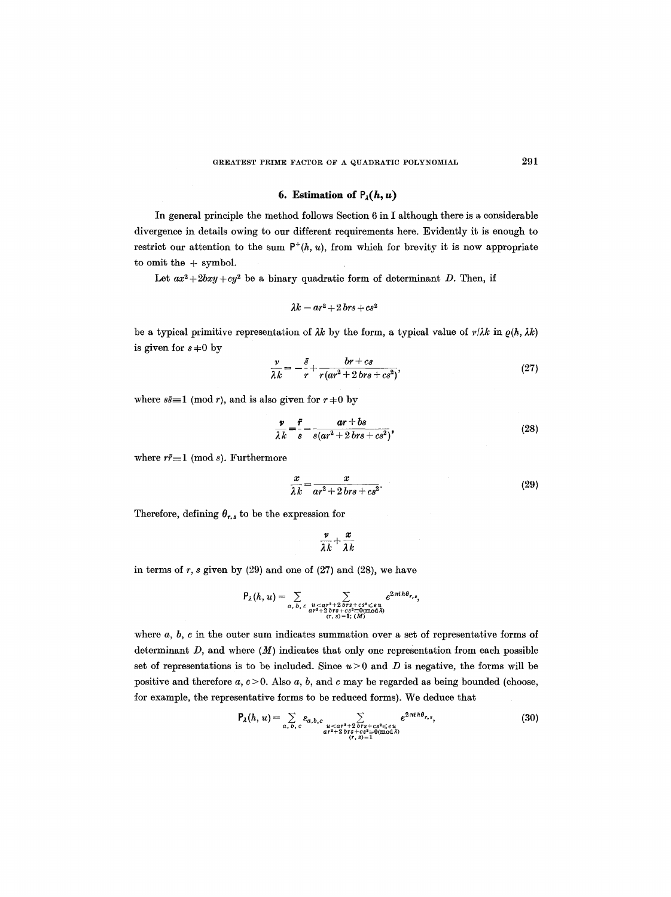## 6. Estimation of $\mathsf{P}_\lambda(h, u)$

In general principle the method follows Section 6 in I although there is a considerable divergence in details owing to our different requirements here. Evidently it is enough to restrict our attention to the sum $\mathsf{P}^+(h, u)$, from which for brevity it is now appropriate to omit the $+$ symbol.

Let $ax^2 + 2bxy + cy^2$ be a binary quadratic form of determinant $D$. Then, if

$$\lambda k = ar^2 + 2brs + cs^2$$

be a typical primitive representation of $\lambda k$ by the form, a typical value of $\nu/\lambda k$ in $\varrho(h, \lambda k)$ is given for $s \neq 0$ by

$$\frac{\nu}{\lambda k} = -\frac{\bar{s}}{r} + \frac{br + cs}{r(ar^2 + 2brs + cs^2)}, \tag{27}$$

where $s\bar{s} \equiv 1 \pmod{r}$, and is also given for $r \neq 0$ by

$$\frac{\nu}{\lambda k} = \frac{\bar{r}}{s} - \frac{ar + bs}{s(ar^2 + 2brs + cs^2)}, \tag{28}$$

where $r\bar{r} \equiv 1 \pmod{s}$. Furthermore

$$\frac{x}{\lambda k} = \frac{x}{ar^2 + 2brs + cs^2}. \tag{29}$$

Therefore, defining $\theta_{r,s}$ to be the expression for

$$\frac{\nu}{\lambda k} + \frac{x}{\lambda k}$$

in terms of $r, s$ given by (29) and one of (27) and (28), we have

$$\mathsf{P}_\lambda(h, u) = \sum_{a, b, c} \sum_{\substack{u < ar^2 + 2brs + cs^2 \leqslant eu \\ ar^2 + 2brs + cs^2 \equiv 0 \pmod{\lambda} \\ (r, s) = 1;\ (M)}} e^{2\pi i h \theta_{r,s}},$$

where $a, b, c$ in the outer sum indicates summation over a set of representative forms of determinant $D$, and where $(M)$ indicates that only one representation from each possible set of representations is to be included. Since $u > 0$ and $D$ is negative, the forms will be positive and therefore $a, c > 0$. Also $a$, $b$, and $c$ may be regarded as being bounded (choose, for example, the representative forms to be reduced forms). We deduce that

$$\mathsf{P}_\lambda(h, u) = \sum_{a, b, c} \varepsilon_{a,b,c} \sum_{\substack{u < ar^2 + 2brs + cs^2 \leqslant eu \\ ar^2 + 2brs + cs^2 \equiv 0 \pmod{\lambda} \\ (r, s) = 1}} e^{2\pi i h \theta_{r,s}}, \tag{30}$$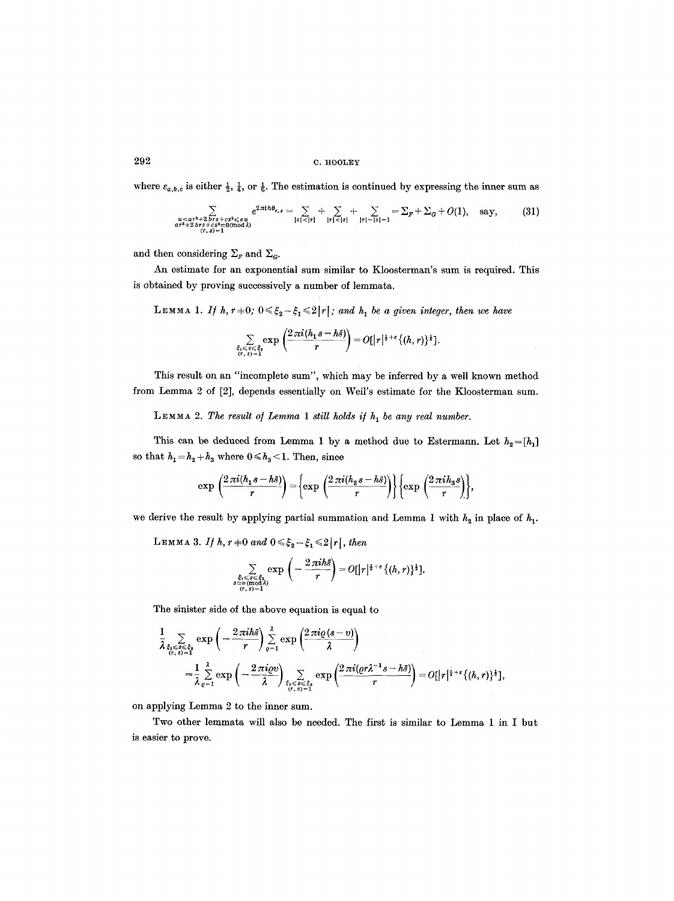where $\varepsilon_{a,b,c}$ is either $\frac{1}{2}$, $\frac{1}{4}$, or $\frac{1}{6}$. The estimation is continued by expressing the inner sum as

$$\sum_{\substack{u<ar^2+2brs+cs^2\leqslant eu\\ ar^2+2brs+cs^2\equiv 0 (\mathrm{mod}\, \lambda)\\ (r,s)=1}} e^{2\pi i h\theta_{r,s}} = \sum_{|s|<|r|} + \sum_{|r|<|s|} + \sum_{|r|=|s|=1} = \Sigma_F + \Sigma_G + O(1), \quad \text{say,} \tag{31}$$

and then considering $\Sigma_F$ and $\Sigma_G$.

An estimate for an exponential sum similar to Kloosterman's sum is required. This is obtained by proving successively a number of lemmata.

LEMMA 1. *If $h, r \neq 0$; $0 \leqslant \xi_2 - \xi_1 \leqslant 2|r|$; and $h_1$ be a given integer, then we have*

$$\sum_{\substack{\xi_1 \leqslant s \leqslant \xi_2\\ (r,s)=1}} \exp\left(\frac{2\pi i(h_1 s - h\bar{s})}{r}\right) = O[|r|^{\frac{1}{2}+\varepsilon}\{(h,r)\}^{\frac{1}{2}}].$$

This result on an "incomplete sum", which may be inferred by a well known method from Lemma 2 of [2], depends essentially on Weil's estimate for the Kloosterman sum.

LEMMA 2. *The result of Lemma 1 still holds if $h_1$ be any real number.*

This can be deduced from Lemma 1 by a method due to Estermann. Let $h_2 = [h_1]$ so that $h_1 = h_2 + h_3$ where $0 \leqslant h_3 < 1$. Then, since

$$\exp\left(\frac{2\pi i(h_1 s - h\bar{s})}{r}\right) = \left\{\exp\left(\frac{2\pi i(h_2 s - h\bar{s})}{r}\right)\right\}\left\{\exp\left(\frac{2\pi i h_3 s}{r}\right)\right\},$$

we derive the result by applying partial summation and Lemma 1 with $h_2$ in place of $h_1$.

LEMMA 3. *If $h, r \neq 0$ and $0 \leqslant \xi_2 - \xi_1 \leqslant 2|r|$, then*

$$\sum_{\substack{\xi_1 \leqslant s \leqslant \xi_2\\ s\equiv v (\mathrm{mod}\, \lambda)\\ (r,s)=1}} \exp\left(-\frac{2\pi i h\bar{s}}{r}\right) = O[|r|^{\frac{1}{2}+\varepsilon}\{(h,r)\}^{\frac{1}{2}}].$$

The sinister side of the above equation is equal to

$$\frac{1}{\lambda}\sum_{\substack{\xi_1 \leqslant s \leqslant \xi_2\\ (r,s)=1}} \exp\left(-\frac{2\pi i h\bar{s}}{r}\right)\sum_{\varrho=1}^{\lambda}\exp\left(\frac{2\pi i \varrho(s-v)}{\lambda}\right)$$

$$= \frac{1}{\lambda}\sum_{\varrho=1}^{\lambda}\exp\left(-\frac{2\pi i\varrho v}{\lambda}\right)\sum_{\substack{\xi_1 \leqslant s \leqslant \xi_2\\ (r,s)=1}}\exp\left(\frac{2\pi i(\varrho r\lambda^{-1}s - h\bar{s})}{r}\right) = O[|r|^{\frac{1}{2}+\varepsilon}\{(h,r)\}^{\frac{1}{2}}],$$

on applying Lemma 2 to the inner sum.

Two other lemmata will also be needed. The first is similar to Lemma 1 in I but is easier to prove.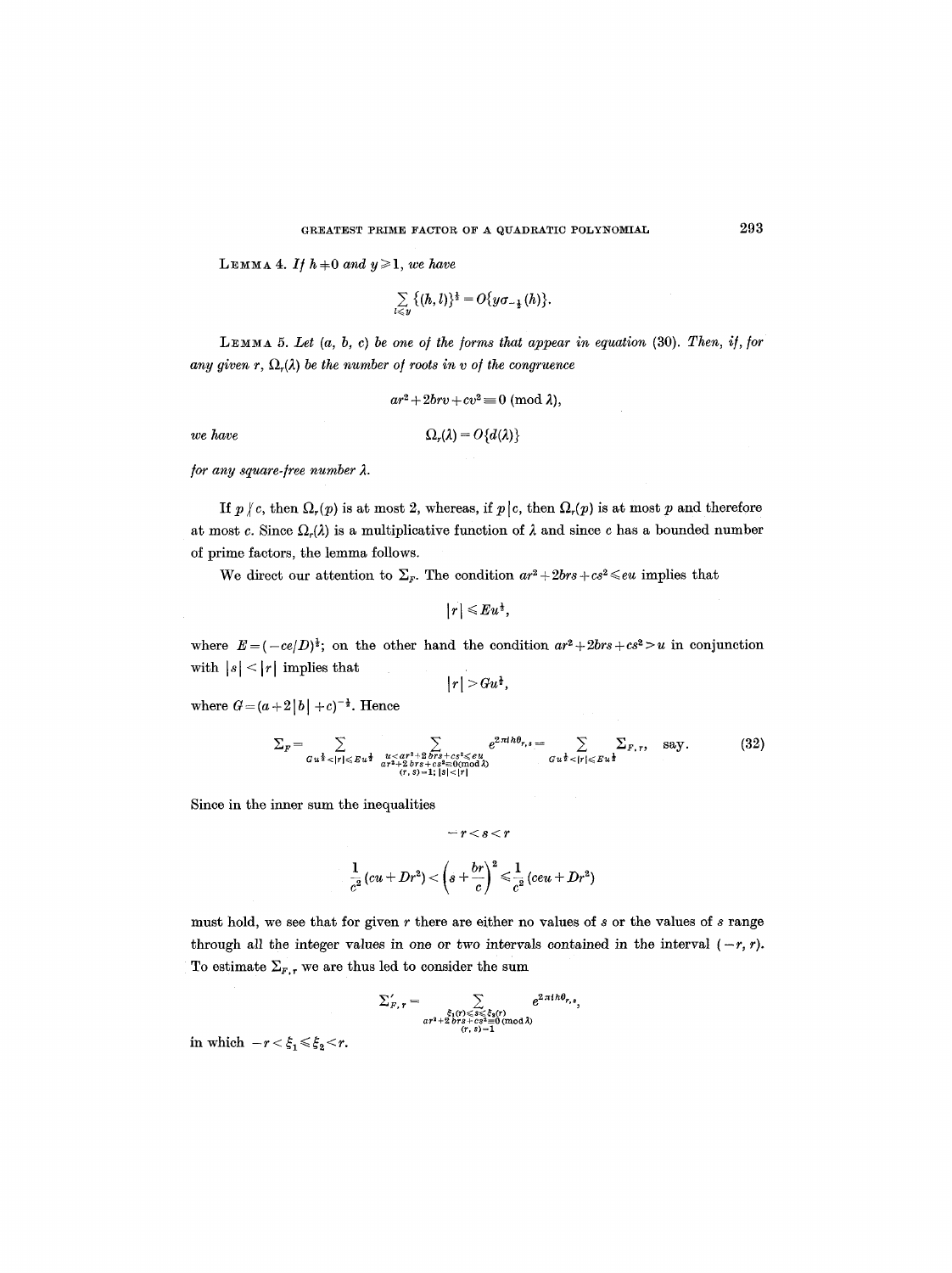LEMMA 4. *If $h \neq 0$ and $y \geqslant 1$, we have*

$$\sum_{l \leqslant y} \{(h, l)\}^{\frac{1}{2}} = O\{y\sigma_{-\frac{1}{2}}(h)\}.$$

LEMMA 5. *Let $(a, b, c)$ be one of the forms that appear in equation (30). Then, if, for any given $r$, $\Omega_r(\lambda)$ be the number of roots in $v$ of the congruence*

$$ar^2 + 2brv + cv^2 \equiv 0 \pmod{\lambda},$$

*we have*

$$\Omega_r(\lambda) = O\{d(\lambda)\}$$

*for any square-free number $\lambda$.*

If $p \nmid c$, then $\Omega_r(p)$ is at most 2, whereas, if $p \mid c$, then $\Omega_r(p)$ is at most $p$ and therefore at most $c$. Since $\Omega_r(\lambda)$ is a multiplicative function of $\lambda$ and since $c$ has a bounded number of prime factors, the lemma follows.

We direct our attention to $\Sigma_F$. The condition $ar^2 + 2brs + cs^2 \leqslant eu$ implies that

$$|r| \leqslant Eu^{\frac{1}{2}},$$

where $E = (-ce/D)^{\frac{1}{2}}$; on the other hand the condition $ar^2 + 2brs + cs^2 > u$ in conjunction with $|s| < |r|$ implies that

$$|r| > Gu^{\frac{1}{2}},$$

where $G = (a + 2|b| + c)^{-\frac{1}{2}}$. Hence

$$\Sigma_F = \sum_{Gu^{\frac{1}{2}} < |r| \leqslant Eu^{\frac{1}{2}}} \sum_{\substack{u < ar^2 + 2brs + cs^2 \leqslant eu \\ ar^2 + 2brs + cs^2 \equiv 0 \pmod{\lambda} \\ (r, s) = 1;\ |s| < |r|}} e^{2\pi i h \theta_{r,s}} = \sum_{Gu^{\frac{1}{2}} < |r| \leqslant Eu^{\frac{1}{2}}} \Sigma_{F,r}, \quad \text{say.} \tag{32}$$

Since in the inner sum the inequalities

$$-r < s < r$$

$$\frac{1}{c^2}(cu + Dr^2) < \left(s + \frac{br}{c}\right)^2 \leqslant \frac{1}{c^2}(ceu + Dr^2)$$

must hold, we see that for given $r$ there are either no values of $s$ or the values of $s$ range through all the integer values in one or two intervals contained in the interval $(-r, r)$. To estimate $\Sigma_{F,r}$ we are thus led to consider the sum

$$\Sigma'_{F,r} = \sum_{\substack{\xi_1(r) \leqslant s \leqslant \xi_2(r) \\ ar^2 + 2brs + cs^2 \equiv 0 \pmod{\lambda} \\ (r, s) = 1}} e^{2\pi i h \theta_{r,s}},$$

in which $-r < \xi_1 \leqslant \xi_2 < r$.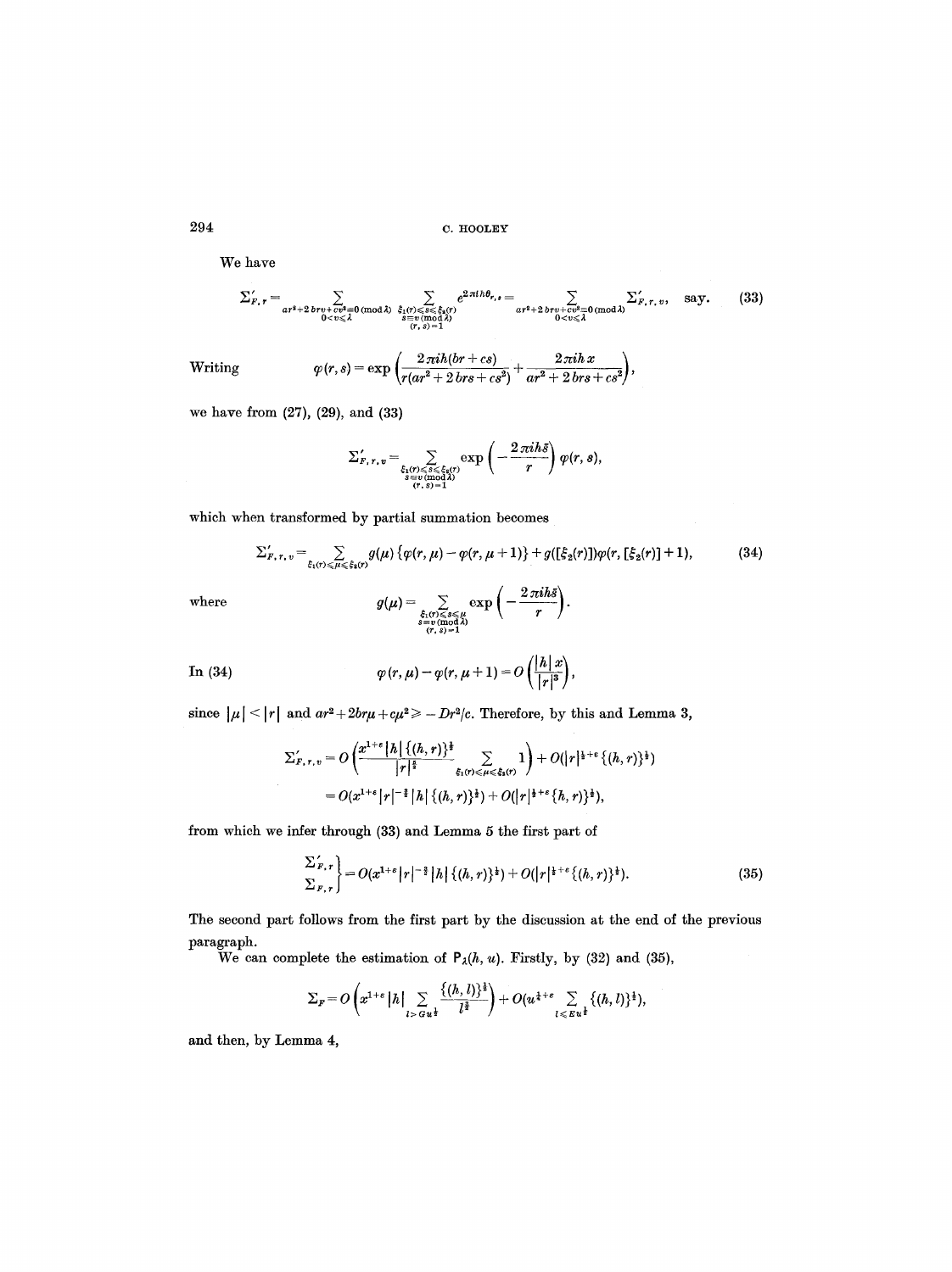We have

$$\Sigma'_{F,r} = \sum_{\substack{ar^2+2brv+cv^2\equiv 0 \pmod{\lambda} \\ 0<v\leq\lambda}} \sum_{\substack{\xi_1(r)\leq s\leq \xi_2(r) \\ s\equiv v \pmod{\lambda} \\ (r,s)=1}} e^{2\pi i h\theta_{r,s}} = \sum_{\substack{ar^2+2brv+cv^2\equiv 0 \pmod{\lambda} \\ 0<v\leq\lambda}} \Sigma'_{F,r,v}, \quad \text{say.} \tag{33}$$

Writing
$$\varphi(r,s) = \exp\left(\frac{2\pi i h(br+cs)}{r(ar^2+2brs+cs^2)} + \frac{2\pi i h x}{ar^2+2brs+cs^2}\right),$$

we have from (27), (29), and (33)

$$\Sigma'_{F,r,v} = \sum_{\substack{\xi_1(r)\leq s\leq \xi_2(r) \\ s\equiv v \pmod{\lambda} \\ (r,s)=1}} \exp\left(-\frac{2\pi i h\bar{s}}{r}\right)\varphi(r,s),$$

which when transformed by partial summation becomes

$$\Sigma'_{F,r,v} = \sum_{\xi_1(r)\leq \mu\leq \xi_2(r)} g(\mu)\{\varphi(r,\mu)-\varphi(r,\mu+1)\} + g([\xi_2(r)])\varphi(r,[\xi_2(r)]+1), \tag{34}$$

where
$$g(\mu) = \sum_{\substack{\xi_1(r)\leq s\leq \mu \\ s\equiv v \pmod{\lambda} \\ (r,s)=1}} \exp\left(-\frac{2\pi i h\bar{s}}{r}\right).$$

In (34)
$$\varphi(r,\mu)-\varphi(r,\mu+1) = O\left(\frac{|h|\,x}{|r|^3}\right),$$

since $|\mu|<|r|$ and $ar^2+2br\mu+c\mu^2\geq -Dr^2/c$. Therefore, by this and Lemma 3,

$$\begin{aligned}\Sigma'_{F,r,v} &= O\left(\frac{x^{1+\epsilon}|h|\{(h,r)\}^{\frac{1}{2}}}{|r|^{\frac{5}{2}}}\sum_{\xi_1(r)\leq\mu\leq\xi_2(r)} 1\right) + O(|r|^{\frac{1}{2}+\epsilon}\{(h,r)\}^{\frac{1}{2}}) \\ &= O(x^{1+\epsilon}|r|^{-\frac{3}{2}}|h|\{(h,r)\}^{\frac{1}{2}}) + O(|r|^{\frac{1}{2}+\epsilon}\{h,r)\}^{\frac{1}{2}}),\end{aligned}$$

from which we infer through (33) and Lemma 5 the first part of

$$\left.\begin{matrix}\Sigma'_{F,r} \\ \Sigma_{F,r}\end{matrix}\right\} = O(x^{1+\epsilon}|r|^{-\frac{3}{2}}|h|\{(h,r)\}^{\frac{1}{2}}) + O(|r|^{\frac{1}{2}+\epsilon}\{(h,r)\}^{\frac{1}{2}}). \tag{35}$$

The second part follows from the first part by the discussion at the end of the previous paragraph.

We can complete the estimation of $\mathsf{P}_\lambda(h,u)$. Firstly, by (32) and (35),

$$\Sigma_F = O\left(x^{1+\epsilon}|h|\sum_{l>Gu^{\frac{1}{2}}}\frac{\{(h,l)\}^{\frac{1}{2}}}{l^{\frac{3}{2}}}\right) + O(u^{\frac{1}{4}+\epsilon}\sum_{l\leq Eu^{\frac{1}{2}}}\{(h,l)\}^{\frac{1}{2}}),$$

and then, by Lemma 4,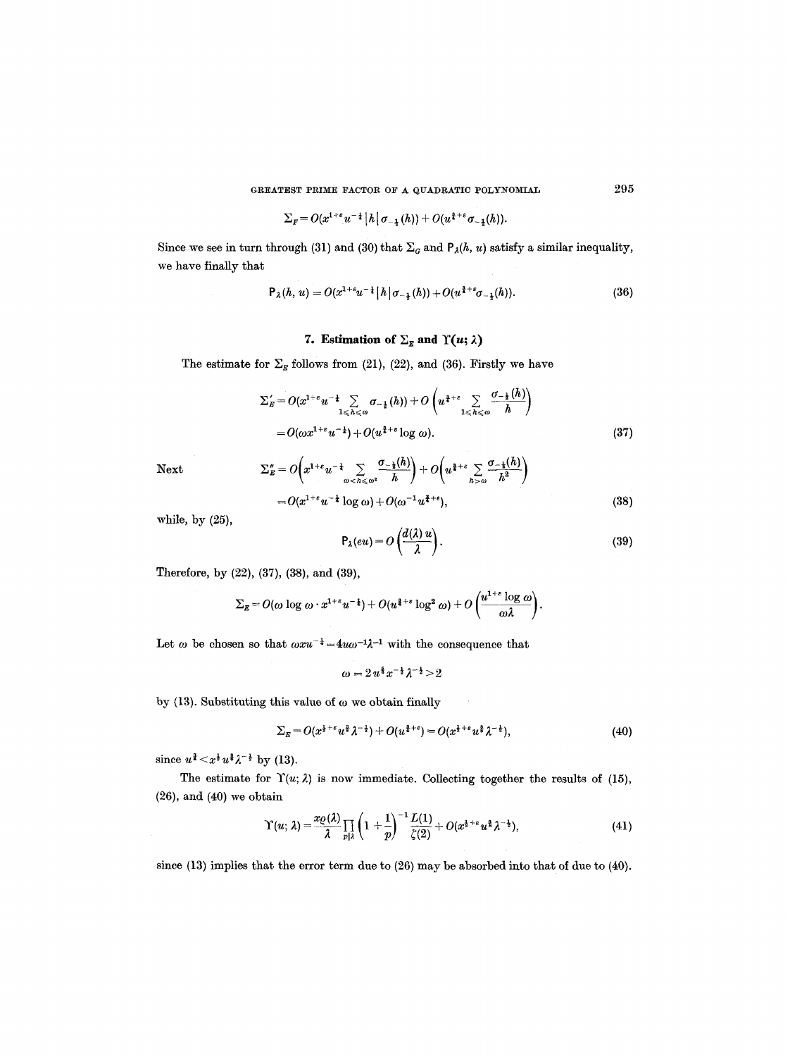$$\Sigma_F = O(x^{1+\varepsilon} u^{-\frac{1}{4}} |h| \sigma_{-\frac{1}{2}}(h)) + O(u^{\frac{3}{4}+\varepsilon} \sigma_{-\frac{1}{2}}(h)).$$

Since we see in turn through (31) and (30) that $\Sigma_G$ and $\mathsf{P}_\lambda(h, u)$ satisfy a similar inequality, we have finally that

$$\mathsf{P}_\lambda(h, u) = O(x^{1+\varepsilon} u^{-\frac{1}{4}} |h| \sigma_{-\frac{1}{2}}(h)) + O(u^{\frac{3}{4}+\varepsilon} \sigma_{-\frac{1}{2}}(h)). \tag{36}$$

## 7. Estimation of $\Sigma_E$ and $\Upsilon(u; \lambda)$

The estimate for $\Sigma_E$ follows from (21), (22), and (36). Firstly we have

$$\begin{aligned}\Sigma_E' &= O(x^{1+\varepsilon} u^{-\frac{1}{4}} \sum_{1 \leqslant h \leqslant \omega} \sigma_{-\frac{1}{2}}(h)) + O\left(u^{\frac{3}{4}+\varepsilon} \sum_{1 \leqslant h \leqslant \omega} \frac{\sigma_{-\frac{1}{2}}(h)}{h}\right) \\ &= O(\omega x^{1+\varepsilon} u^{-\frac{1}{4}}) + O(u^{\frac{3}{4}+\varepsilon} \log \omega).\end{aligned} \tag{37}$$

Next

$$\begin{aligned}\Sigma_E'' &= O\left(x^{1+\varepsilon} u^{-\frac{1}{4}} \sum_{\omega < h \leqslant \omega^2} \frac{\sigma_{-\frac{1}{2}}(h)}{h}\right) + O\left(u^{\frac{3}{4}+\varepsilon} \sum_{h > \omega} \frac{\sigma_{-\frac{1}{2}}(h)}{h^2}\right) \\ &= O(x^{1+\varepsilon} u^{-\frac{1}{4}} \log \omega) + O(\omega^{-1} u^{\frac{3}{4}+\varepsilon}),\end{aligned} \tag{38}$$

while, by (25),

$$\mathsf{P}_\lambda(eu) = O\left(\frac{d(\lambda)\, u}{\lambda}\right). \tag{39}$$

Therefore, by (22), (37), (38), and (39),

$$\Sigma_E = O(\omega \log \omega \cdot x^{1+\varepsilon} u^{-\frac{1}{4}}) + O(u^{\frac{3}{4}+\varepsilon} \log^2 \omega) + O\left(\frac{u^{1+\varepsilon} \log \omega}{\omega \lambda}\right).$$

Let $\omega$ be chosen so that $\omega x u^{-\frac{1}{4}} = 4u\omega^{-1}\lambda^{-1}$ with the consequence that

$$\omega = 2 u^{\frac{5}{8}} x^{-\frac{1}{2}} \lambda^{-\frac{1}{2}} > 2$$

by (13). Substituting this value of $\omega$ we obtain finally

$$\Sigma_E = O(x^{\frac{1}{2}+\varepsilon} u^{\frac{3}{8}} \lambda^{-\frac{1}{2}}) + O(u^{\frac{3}{4}+\varepsilon}) = O(x^{\frac{1}{2}+\varepsilon} u^{\frac{3}{8}} \lambda^{-\frac{1}{2}}), \tag{40}$$

since $u^{\frac{3}{4}} < x^{\frac{1}{2}} u^{\frac{3}{8}} \lambda^{-\frac{1}{2}}$ by (13).

The estimate for $\Upsilon(u; \lambda)$ is now immediate. Collecting together the results of (15), (26), and (40) we obtain

$$\Upsilon(u; \lambda) = \frac{x\varrho(\lambda)}{\lambda} \prod_{p|\lambda} \left(1 + \frac{1}{p}\right)^{-1} \frac{L(1)}{\zeta(2)} + O(x^{\frac{1}{2}+\varepsilon} u^{\frac{3}{8}} \lambda^{-\frac{1}{2}}), \tag{41}$$

since (13) implies that the error term due to (26) may be absorbed into that of due to (40).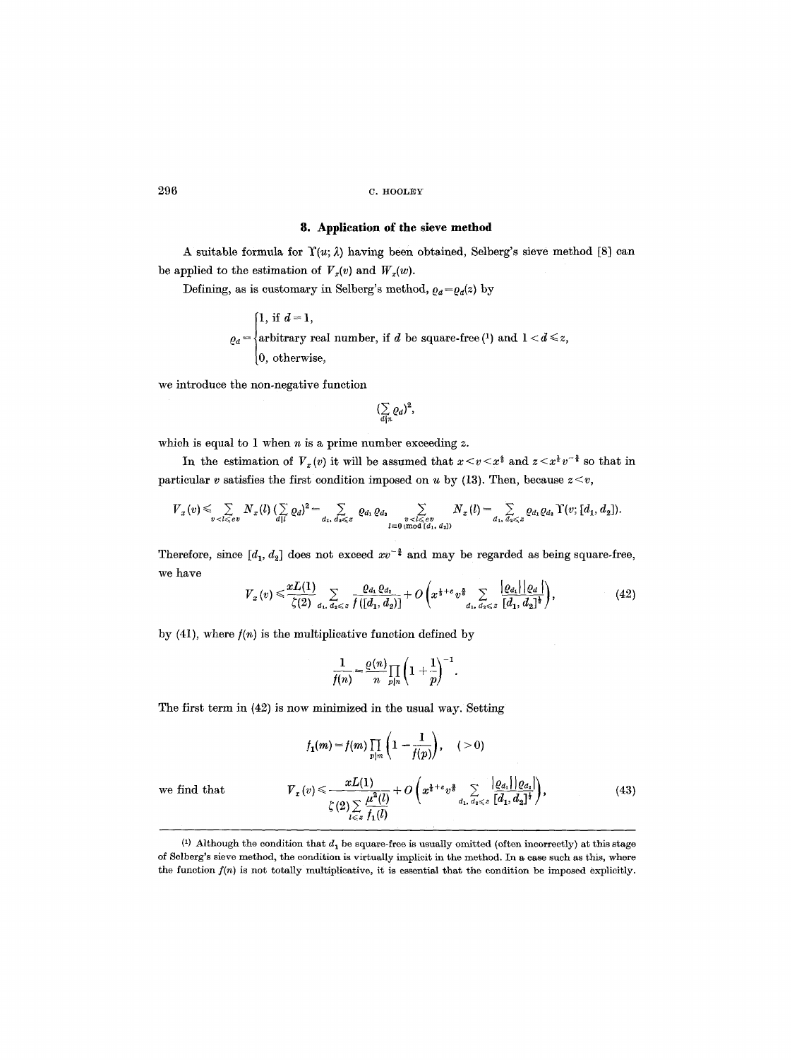## 8. Application of the sieve method

A suitable formula for $\Upsilon(u;\lambda)$ having been obtained, Selberg's sieve method [8] can be applied to the estimation of $V_x(v)$ and $W_x(w)$.

Defining, as is customary in Selberg's method, $\varrho_d = \varrho_d(z)$ by

$$\varrho_d = \begin{cases} 1, \text{ if } d = 1, \\ \text{arbitrary real number, if } d \text{ be square-free}^{(1)} \text{ and } 1 < d \leqslant z, \\ 0, \text{ otherwise,} \end{cases}$$

we introduce the non-negative function

$$(\sum_{d|n} \varrho_d)^2,$$

which is equal to 1 when $n$ is a prime number exceeding $z$.

In the estimation of $V_x(v)$ it will be assumed that $x < v < x^{\frac{4}{3}}$ and $z < x^{\frac{1}{2}} v^{-\frac{3}{8}}$ so that in particular $v$ satisfies the first condition imposed on $u$ by (13). Then, because $z < v$,

$$V_x(v) \leqslant \sum_{v < l \leqslant ev} N_x(l) (\sum_{d|l} \varrho_d)^2 = \sum_{d_1, d_2 \leqslant z} \varrho_{d_1} \varrho_{d_2} \sum_{\substack{v < l \leqslant ev \\ l \equiv 0 \, (\mathrm{mod}\, [d_1, d_2])}} N_x(l) = \sum_{d_1, d_2 \leqslant z} \varrho_{d_1} \varrho_{d_2} \Upsilon(v; [d_1, d_2]).$$

Therefore, since $[d_1, d_2]$ does not exceed $xv^{-\frac{3}{4}}$ and may be regarded as being square-free, we have

$$V_x(v) \leqslant \frac{xL(1)}{\zeta(2)} \sum_{d_1, d_2 \leqslant z} \frac{\varrho_{d_1} \varrho_{d_2}}{f([d_1, d_2])} + O\left( x^{\frac{1}{2}+\varepsilon} v^{\frac{3}{8}} \sum_{d_1, d_2 \leqslant z} \frac{|\varrho_{d_1}| |\varrho_{d_2}|}{[d_1, d_2]^{\frac{1}{2}}} \right), \tag{42}$$

by (41), where $f(n)$ is the multiplicative function defined by

$$\frac{1}{f(n)} = \frac{\varrho(n)}{n} \prod_{p|n} \left(1 + \frac{1}{p}\right)^{-1}.$$

The first term in (42) is now minimized in the usual way. Setting

$$f_1(m) = f(m) \prod_{p|m} \left(1 - \frac{1}{f(p)}\right), \quad (>0)$$

we find that

$$V_x(v) \leqslant \frac{xL(1)}{\zeta(2) \sum_{l \leqslant z} \frac{\mu^2(l)}{f_1(l)}} + O\left( x^{\frac{1}{2}+\varepsilon} v^{\frac{3}{8}} \sum_{d_1, d_2 \leqslant z} \frac{|\varrho_{d_1}| |\varrho_{d_2}|}{[d_1, d_2]^{\frac{1}{2}}} \right), \tag{43}$$

---

(1) Although the condition that $d_1$ be square-free is usually omitted (often incorrectly) at this stage of Selberg's sieve method, the condition is virtually implicit in the method. In a case such as this, where the function $f(n)$ is not totally multiplicative, it is essential that the condition be imposed explicitly.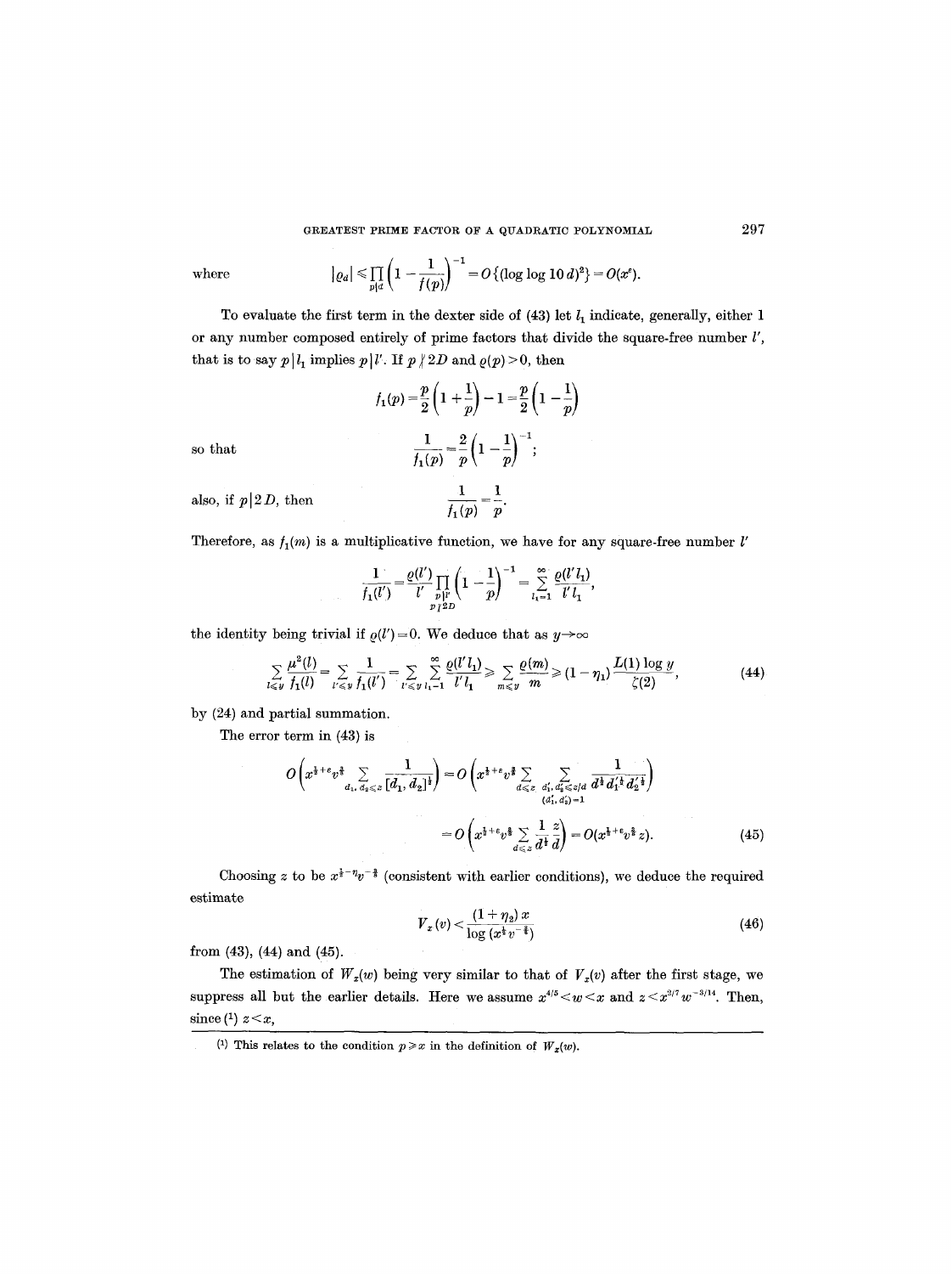where
$$|\varrho_d| \leqslant \prod_{p|d}\left(1-\frac{1}{f(p)}\right)^{-1} = O\{(\log\log 10\, d)^2\} = O(x^\varepsilon).$$

To evaluate the first term in the dexter side of (43) let $l_1$ indicate, generally, either 1 or any number composed entirely of prime factors that divide the square-free number $l'$, that is to say $p\,|\,l_1$ implies $p\,|\,l'$. If $p \nmid 2D$ and $\varrho(p) > 0$, then

$$f_1(p) = \frac{p}{2}\left(1+\frac{1}{p}\right) - 1 = \frac{p}{2}\left(1-\frac{1}{p}\right)$$

so that
$$\frac{1}{f_1(p)} = \frac{2}{p}\left(1-\frac{1}{p}\right)^{-1};$$

also, if $p\,|\,2D$, then
$$\frac{1}{f_1(p)} = \frac{1}{p}.$$

Therefore, as $f_1(m)$ is a multiplicative function, we have for any square-free number $l'$

$$\frac{1}{f_1(l')} = \frac{\varrho(l')}{l'}\prod_{\substack{p|l'\\ p\nmid 2D}}\left(1-\frac{1}{p}\right)^{-1} = \sum_{l_1=1}^{\infty}\frac{\varrho(l' l_1)}{l' l_1},$$

the identity being trivial if $\varrho(l') = 0$. We deduce that as $y \to \infty$

$$\sum_{l\leqslant y}\frac{\mu^2(l)}{f_1(l)} = \sum_{l'\leqslant y}\frac{1}{f_1(l')} = \sum_{l'\leqslant y}\sum_{l_1=1}^{\infty}\frac{\varrho(l' l_1)}{l' l_1} \geqslant \sum_{m\leqslant y}\frac{\varrho(m)}{m} \geqslant (1-\eta_1)\frac{L(1)\log y}{\zeta(2)}, \tag{44}$$

by (24) and partial summation.

The error term in (43) is

$$O\left(x^{\frac{1}{2}+\varepsilon}v^{\frac{3}{2}}\sum_{d_1,\,d_2\leqslant z}\frac{1}{[d_1,d_2]^{\frac{1}{2}}}\right) = O\left(x^{\frac{1}{2}+\varepsilon}v^{\frac{3}{2}}\sum_{d\leqslant z}\sum_{\substack{d_1',\,d_2'\leqslant z/d\\ (d_1',\,d_2')=1}}\frac{1}{d^{\frac{1}{2}}d_1'^{\frac{1}{2}}d_2'^{\frac{1}{2}}}\right)$$

$$= O\left(x^{\frac{1}{2}+\varepsilon}v^{\frac{3}{2}}\sum_{d\leqslant z}\frac{1}{d^{\frac{1}{2}}}\frac{z}{d}\right) = O(x^{\frac{1}{2}+\varepsilon}v^{\frac{3}{2}}z). \tag{45}$$

Choosing $z$ to be $x^{\frac{1}{2}-\eta}v^{-\frac{3}{2}}$ (consistent with earlier conditions), we deduce the required estimate

$$V_x(v) < \frac{(1+\eta_2)\,x}{\log(x^{\frac{1}{2}}v^{-\frac{3}{2}})} \tag{46}$$

from (43), (44) and (45).

The estimation of $W_x(w)$ being very similar to that of $V_x(v)$ after the first stage, we suppress all but the earlier details. Here we assume $x^{4/5} < w < x$ and $z < x^{2/7}w^{-3/14}$. Then, since (1) $z < x$,

(1) This relates to the condition $p \geqslant x$ in the definition of $W_x(w)$.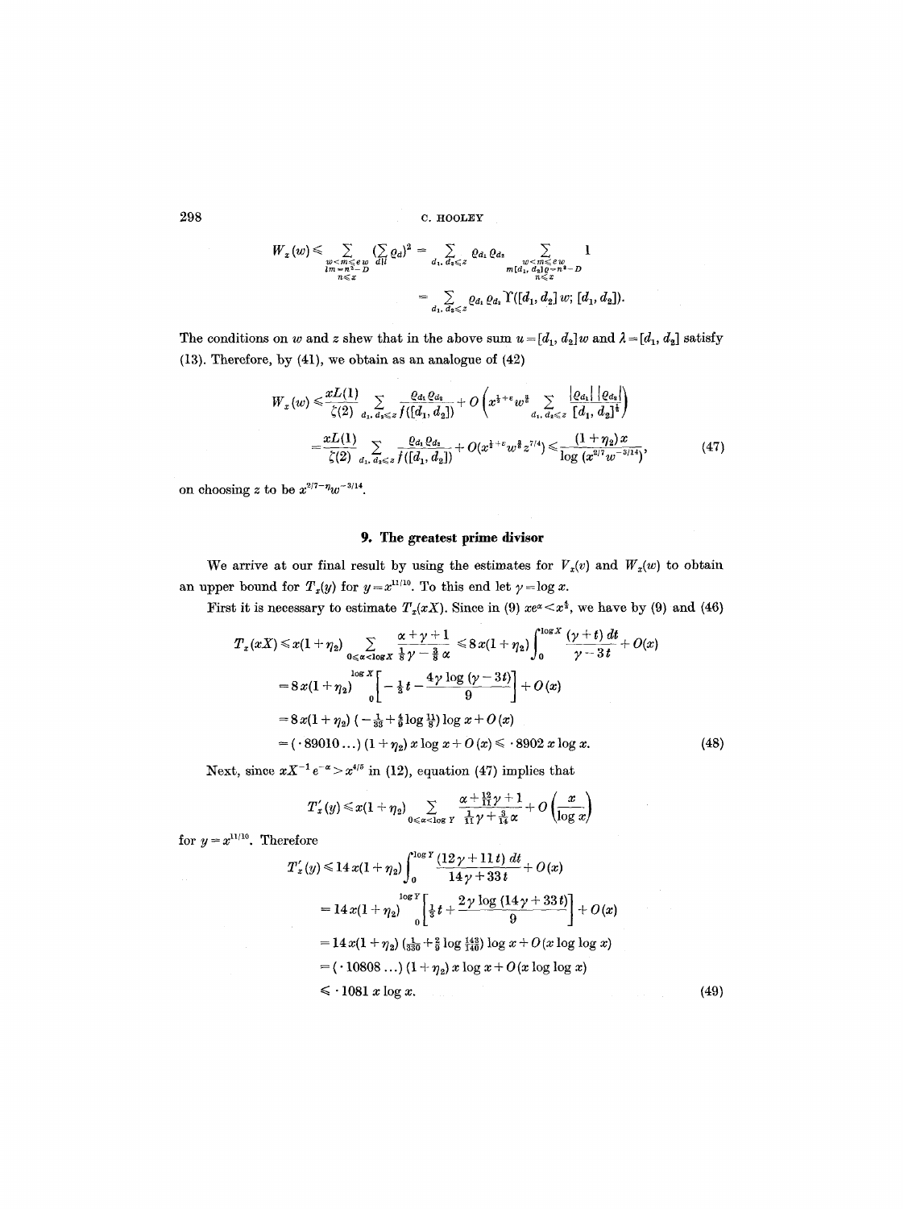$$W_x(w) \leqslant \sum_{\substack{w<m\leqslant e w\\ lm=n^2-D\\ n\leqslant x}} \Big(\sum_{d|l} \varrho_d\Big)^2 = \sum_{d_1, d_2\leqslant z} \varrho_{d_1}\varrho_{d_2} \sum_{\substack{w<m\leqslant e w\\ m[d_1, d_2]\varrho=n^2-D\\ n\leqslant x}} 1$$

$$= \sum_{d_1, d_2\leqslant z} \varrho_{d_1}\varrho_{d_2}\Upsilon([d_1, d_2]w; [d_1, d_2]).$$

The conditions on $w$ and $z$ shew that in the above sum $u=[d_1, d_2]w$ and $\lambda=[d_1, d_2]$ satisfy (13). Therefore, by (41), we obtain as an analogue of (42)

$$W_x(w) \leqslant \frac{xL(1)}{\zeta(2)} \sum_{d_1, d_2\leqslant z} \frac{\varrho_{d_1}\varrho_{d_2}}{f([d_1, d_2])} + O\left(x^{\frac{1}{2}+\varepsilon}w^{\frac{3}{8}} \sum_{d_1, d_2\leqslant z} \frac{|\varrho_{d_1}|\,|\varrho_{d_2}|}{[d_1, d_2]^{\frac{1}{4}}}\right)$$

$$= \frac{xL(1)}{\zeta(2)} \sum_{d_1, d_2\leqslant z} \frac{\varrho_{d_1}\varrho_{d_2}}{f([d_1, d_2])} + O(x^{\frac{1}{2}+\varepsilon}w^{\frac{3}{8}}z^{7/4}) \leqslant \frac{(1+\eta_2)x}{\log(x^{2/7}w^{-3/14})}, \tag{47}$$

on choosing $z$ to be $x^{2/7-\eta}w^{-3/14}$.

## 9. The greatest prime divisor

We arrive at our final result by using the estimates for $V_x(v)$ and $W_x(w)$ to obtain an upper bound for $T_x(y)$ for $y=x^{11/10}$. To this end let $\gamma=\log x$.

First it is necessary to estimate $T_x(xX)$. Since in (9) $xe^\alpha < x^{\frac{4}{3}}$, we have by (9) and (46)

$$T_x(xX) \leqslant x(1+\eta_2) \sum_{0\leqslant\alpha<\log X} \frac{\alpha+\gamma+1}{\frac{1}{8}\gamma-\frac{3}{8}\alpha} \leqslant 8x(1+\eta_2)\int_0^{\log X} \frac{(\gamma+t)\,dt}{\gamma-3t} + O(x)$$

$$= 8x(1+\eta_2)\Big[-\tfrac{1}{3}t - \frac{4\gamma\log(\gamma-3t)}{9}\Big]_0^{\log X} + O(x)$$

$$= 8x(1+\eta_2)\left(-\tfrac{1}{33}+\tfrac{4}{9}\log\tfrac{11}{8}\right)\log x + O(x)$$

$$= (\cdot 89010\ldots)(1+\eta_2)x\log x + O(x) \leqslant \cdot 8902\, x\log x. \tag{48}$$

Next, since $xX^{-1}e^{-\alpha} > x^{4/5}$ in (12), equation (47) implies that

$$T'_x(y) \leqslant x(1+\eta_2) \sum_{0\leqslant\alpha<\log Y} \frac{\alpha+\frac{12}{11}\gamma+1}{\frac{1}{11}\gamma+\frac{3}{14}\alpha} + O\left(\frac{x}{\log x}\right)$$

for $y=x^{11/10}$. Therefore

$$T'_x(y) \leqslant 14x(1+\eta_2)\int_0^{\log Y} \frac{(12\gamma+11t)\,dt}{14\gamma+33t} + O(x)$$

$$= 14x(1+\eta_2)\Big[\tfrac{1}{3}t + \frac{2\gamma\log(14\gamma+33t)}{9}\Big]_0^{\log Y} + O(x)$$

$$= 14x(1+\eta_2)\left(\tfrac{1}{330}+\tfrac{2}{9}\log\tfrac{143}{140}\right)\log x + O(x\log\log x)$$

$$= (\cdot 10808\ldots)(1+\eta_2)x\log x + O(x\log\log x)$$

$$\leqslant \cdot 1081\, x\log x. \tag{49}$$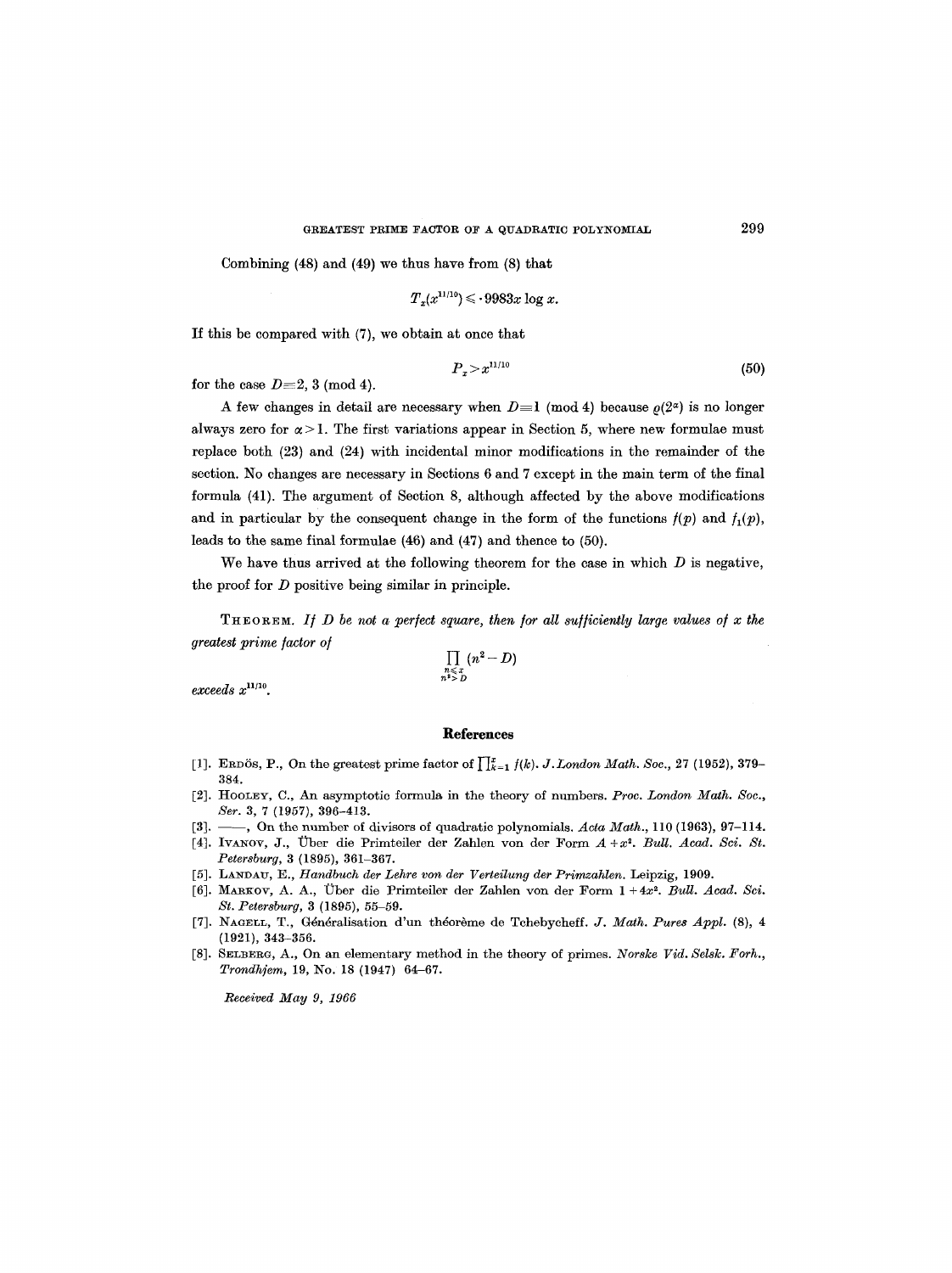Combining (48) and (49) we thus have from (8) that

$$T_x(x^{11/10}) \leqslant \cdot 9983 x \log x.$$

If this be compared with (7), we obtain at once that

$$P_x > x^{11/10} \tag{50}$$

for the case $D \equiv 2, 3 \pmod 4$.

A few changes in detail are necessary when $D \equiv 1 \pmod 4$ because $\varrho(2^\alpha)$ is no longer always zero for $\alpha > 1$. The first variations appear in Section 5, where new formulae must replace both (23) and (24) with incidental minor modifications in the remainder of the section. No changes are necessary in Sections 6 and 7 except in the main term of the final formula (41). The argument of Section 8, although affected by the above modifications and in particular by the consequent change in the form of the functions $f(p)$ and $f_1(p)$, leads to the same final formulae (46) and (47) and thence to (50).

We have thus arrived at the following theorem for the case in which $D$ is negative, the proof for $D$ positive being similar in principle.

THEOREM. *If $D$ be not a perfect square, then for all sufficiently large values of $x$ the greatest prime factor of*

$$\prod_{\substack{n \leqslant x \\ n^2 > D}} (n^2 - D)$$

*exceeds* $x^{11/10}$.

## References

[1]. ERDÖS, P., On the greatest prime factor of $\prod_{k=1}^{x} f(k)$. *J. London Math. Soc.*, 27 (1952), 379–384.

[2]. HOOLEY, C., An asymptotic formula in the theory of numbers. *Proc. London Math. Soc.*, *Ser.* 3, 7 (1957), 396–413.

[3]. ——, On the number of divisors of quadratic polynomials. *Acta Math.*, 110 (1963), 97–114.

[4]. IVANOV, J., Über die Primteiler der Zahlen von der Form $A + x^2$. *Bull. Acad. Sci. St. Petersburg*, 3 (1895), 361–367.

[5]. LANDAU, E., *Handbuch der Lehre von der Verteilung der Primzahlen.* Leipzig, 1909.

[6]. MARKOV, A. A., Über die Primteiler der Zahlen von der Form $1 + 4x^2$. *Bull. Acad. Sci. St. Petersburg*, 3 (1895), 55–59.

[7]. NAGELL, T., Généralisation d'un théorème de Tchebycheff. *J. Math. Pures Appl.* (8), 4 (1921), 343–356.

[8]. SELBERG, A., On an elementary method in the theory of primes. *Norske Vid. Selsk. Forh., Trondhjem*, 19, No. 18 (1947) 64–67.

*Received May 9, 1966*